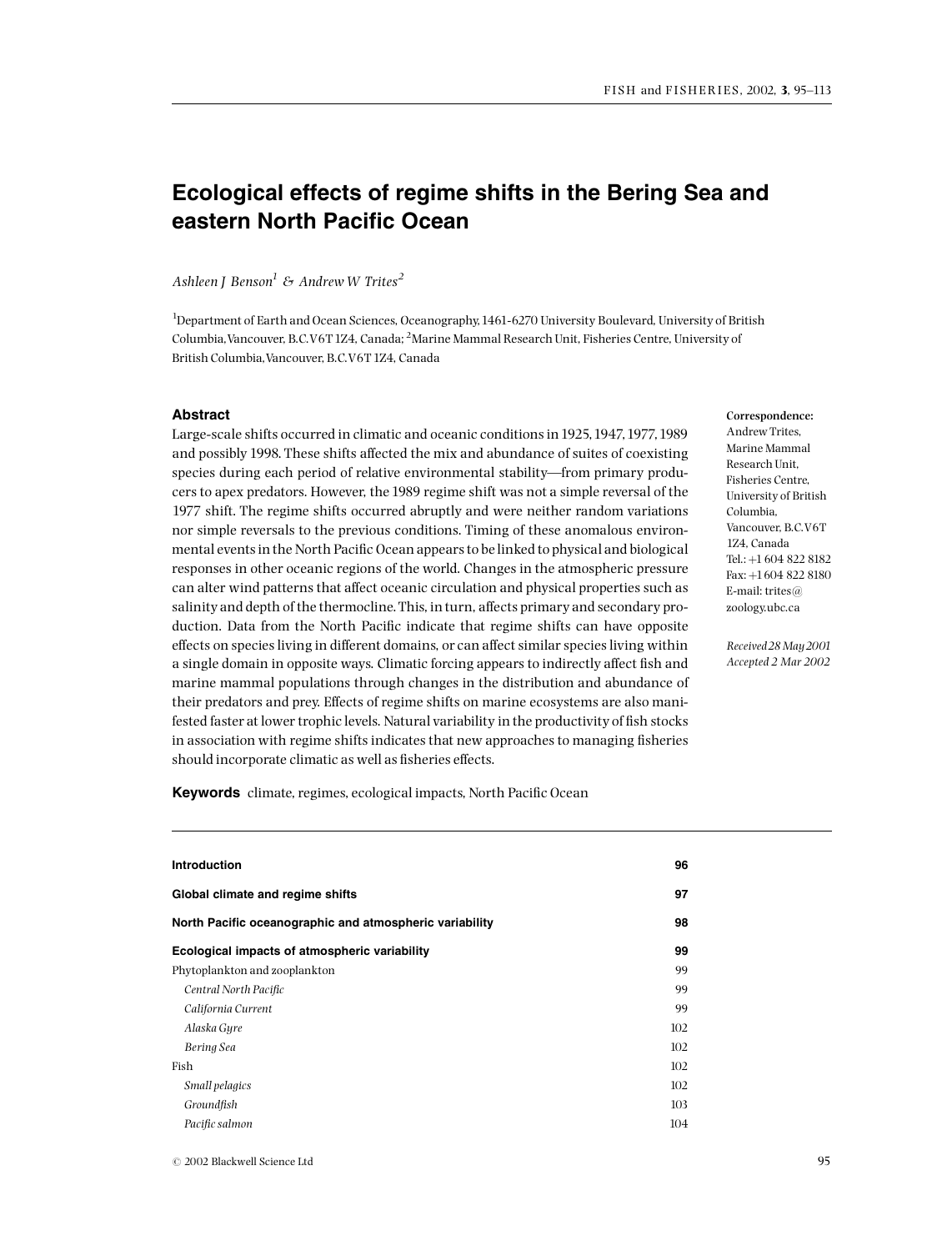# Ecological effects of regime shifts in the Bering Sea and eastern North Pacific Ocean

*Ashleen J Benson*[1] *& Andrew W Trites*[2]

[1]Department of Earth and Ocean Sciences, Oceanography, 1461-6270 University Boulevard, University of British Columbia, Vancouver, B.C. V6T 1Z4, Canada; [2]Marine Mammal Research Unit, Fisheries Centre, University of British Columbia, Vancouver, B.C. V6T 1Z4, Canada

**Correspondence:**
Andrew Trites,
Marine Mammal Research Unit,
Fisheries Centre,
University of British Columbia,
Vancouver, B.C. V6T 1Z4, Canada
Tel.: +1 604 822 8182
Fax: +1 604 822 8180
E-mail: trites@zoology.ubc.ca

*Received 28 May 2001*
*Accepted 2 Mar 2002*

## Abstract

Large-scale shifts occurred in climatic and oceanic conditions in 1925, 1947, 1977, 1989 and possibly 1998. These shifts affected the mix and abundance of suites of coexisting species during each period of relative environmental stability—from primary producers to apex predators. However, the 1989 regime shift was not a simple reversal of the 1977 shift. The regime shifts occurred abruptly and were neither random variations nor simple reversals to the previous conditions. Timing of these anomalous environmental events in the North Pacific Ocean appears to be linked to physical and biological responses in other oceanic regions of the world. Changes in the atmospheric pressure can alter wind patterns that affect oceanic circulation and physical properties such as salinity and depth of the thermocline. This, in turn, affects primary and secondary production. Data from the North Pacific indicate that regime shifts can have opposite effects on species living in different domains, or can affect similar species living within a single domain in opposite ways. Climatic forcing appears to indirectly affect fish and marine mammal populations through changes in the distribution and abundance of their predators and prey. Effects of regime shifts on marine ecosystems are also manifested faster at lower trophic levels. Natural variability in the productivity of fish stocks in association with regime shifts indicates that new approaches to managing fisheries should incorporate climatic as well as fisheries effects.

**Keywords** climate, regimes, ecological impacts, North Pacific Ocean

| | |
|---|---|
| **Introduction** | **96** |
| **Global climate and regime shifts** | **97** |
| **North Pacific oceanographic and atmospheric variability** | **98** |
| **Ecological impacts of atmospheric variability** | **99** |
| Phytoplankton and zooplankton | 99 |
| *Central North Pacific* | 99 |
| *California Current* | 99 |
| *Alaska Gyre* | 102 |
| *Bering Sea* | 102 |
| Fish | 102 |
| *Small pelagics* | 102 |
| *Groundfish* | 103 |
| *Pacific salmon* | 104 |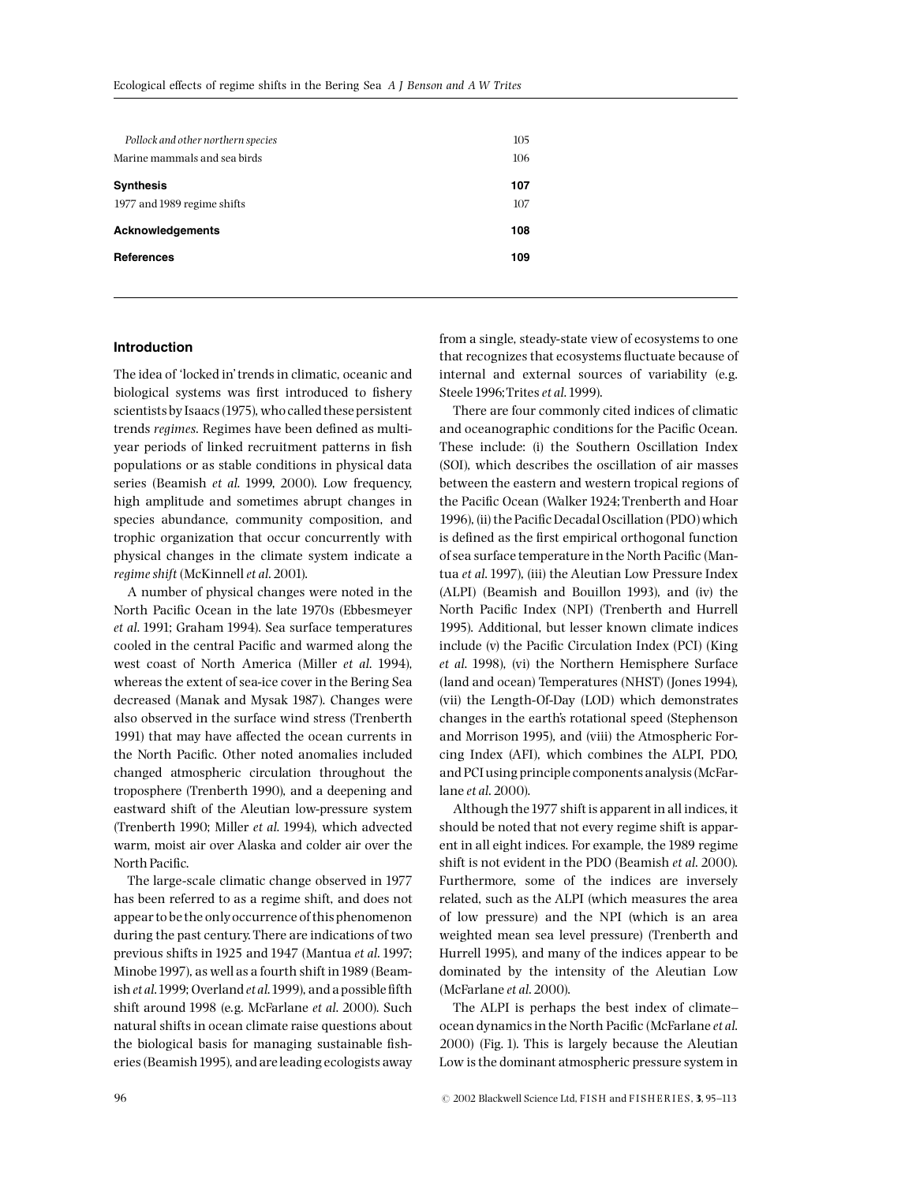| | |
|---|---|
| *Pollock and other northern species* | 105 |
| Marine mammals and sea birds | 106 |
| **Synthesis** | **107** |
| 1977 and 1989 regime shifts | 107 |
| **Acknowledgements** | **108** |
| **References** | **109** |

## Introduction

The idea of 'locked in' trends in climatic, oceanic and biological systems was first introduced to fishery scientists by Isaacs (1975), who called these persistent trends *regimes*. Regimes have been defined as multi-year periods of linked recruitment patterns in fish populations or as stable conditions in physical data series (Beamish *et al.* 1999, 2000). Low frequency, high amplitude and sometimes abrupt changes in species abundance, community composition, and trophic organization that occur concurrently with physical changes in the climate system indicate a *regime shift* (McKinnell *et al.* 2001).

A number of physical changes were noted in the North Pacific Ocean in the late 1970s (Ebbesmeyer *et al.* 1991; Graham 1994). Sea surface temperatures cooled in the central Pacific and warmed along the west coast of North America (Miller *et al.* 1994), whereas the extent of sea-ice cover in the Bering Sea decreased (Manak and Mysak 1987). Changes were also observed in the surface wind stress (Trenberth 1991) that may have affected the ocean currents in the North Pacific. Other noted anomalies included changed atmospheric circulation throughout the troposphere (Trenberth 1990), and a deepening and eastward shift of the Aleutian low-pressure system (Trenberth 1990; Miller *et al.* 1994), which advected warm, moist air over Alaska and colder air over the North Pacific.

The large-scale climatic change observed in 1977 has been referred to as a regime shift, and does not appear to be the only occurrence of this phenomenon during the past century. There are indications of two previous shifts in 1925 and 1947 (Mantua *et al.* 1997; Minobe 1997), as well as a fourth shift in 1989 (Beamish *et al.* 1999; Overland *et al.* 1999), and a possible fifth shift around 1998 (e.g. McFarlane *et al.* 2000). Such natural shifts in ocean climate raise questions about the biological basis for managing sustainable fisheries (Beamish 1995), and are leading ecologists away from a single, steady-state view of ecosystems to one that recognizes that ecosystems fluctuate because of internal and external sources of variability (e.g. Steele 1996; Trites *et al.* 1999).

There are four commonly cited indices of climatic and oceanographic conditions for the Pacific Ocean. These include: (i) the Southern Oscillation Index (SOI), which describes the oscillation of air masses between the eastern and western tropical regions of the Pacific Ocean (Walker 1924; Trenberth and Hoar 1996), (ii) the Pacific Decadal Oscillation (PDO) which is defined as the first empirical orthogonal function of sea surface temperature in the North Pacific (Mantua *et al.* 1997), (iii) the Aleutian Low Pressure Index (ALPI) (Beamish and Bouillon 1993), and (iv) the North Pacific Index (NPI) (Trenberth and Hurrell 1995). Additional, but lesser known climate indices include (v) the Pacific Circulation Index (PCI) (King *et al.* 1998), (vi) the Northern Hemisphere Surface (land and ocean) Temperatures (NHST) (Jones 1994), (vii) the Length-Of-Day (LOD) which demonstrates changes in the earth's rotational speed (Stephenson and Morrison 1995), and (viii) the Atmospheric Forcing Index (AFI), which combines the ALPI, PDO, and PCI using principle components analysis (McFarlane *et al.* 2000).

Although the 1977 shift is apparent in all indices, it should be noted that not every regime shift is apparent in all eight indices. For example, the 1989 regime shift is not evident in the PDO (Beamish *et al.* 2000). Furthermore, some of the indices are inversely related, such as the ALPI (which measures the area of low pressure) and the NPI (which is an area weighted mean sea level pressure) (Trenberth and Hurrell 1995), and many of the indices appear to be dominated by the intensity of the Aleutian Low (McFarlane *et al.* 2000).

The ALPI is perhaps the best index of climate–ocean dynamics in the North Pacific (McFarlane *et al.* 2000) (Fig. 1). This is largely because the Aleutian Low is the dominant atmospheric pressure system in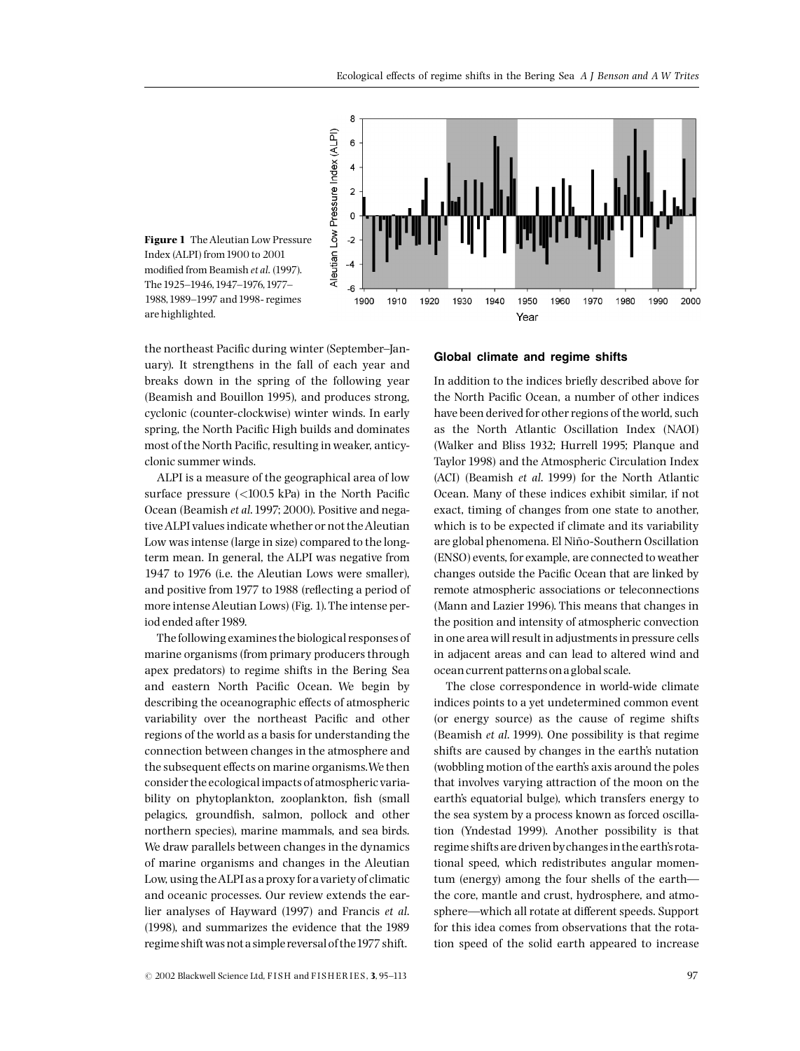**Figure 1** The Aleutian Low Pressure Index (ALPI) from 1900 to 2001 modified from Beamish *et al.* (1997). The 1925–1946, 1947–1976, 1977–1988, 1989–1997 and 1998- regimes are highlighted.

the northeast Pacific during winter (September–January). It strengthens in the fall of each year and breaks down in the spring of the following year (Beamish and Bouillon 1995), and produces strong, cyclonic (counter-clockwise) winter winds. In early spring, the North Pacific High builds and dominates most of the North Pacific, resulting in weaker, anticyclonic summer winds.

ALPI is a measure of the geographical area of low surface pressure (<100.5 kPa) in the North Pacific Ocean (Beamish *et al.* 1997; 2000). Positive and negative ALPI values indicate whether or not the Aleutian Low was intense (large in size) compared to the long-term mean. In general, the ALPI was negative from 1947 to 1976 (i.e. the Aleutian Lows were smaller), and positive from 1977 to 1988 (reflecting a period of more intense Aleutian Lows) (Fig. 1). The intense period ended after 1989.

The following examines the biological responses of marine organisms (from primary producers through apex predators) to regime shifts in the Bering Sea and eastern North Pacific Ocean. We begin by describing the oceanographic effects of atmospheric variability over the northeast Pacific and other regions of the world as a basis for understanding the connection between changes in the atmosphere and the subsequent effects on marine organisms. We then consider the ecological impacts of atmospheric variability on phytoplankton, zooplankton, fish (small pelagics, groundfish, salmon, pollock and other northern species), marine mammals, and sea birds. We draw parallels between changes in the dynamics of marine organisms and changes in the Aleutian Low, using the ALPI as a proxy for a variety of climatic and oceanic processes. Our review extends the earlier analyses of Hayward (1997) and Francis *et al.* (1998), and summarizes the evidence that the 1989 regime shift was not a simple reversal of the 1977 shift.

## Global climate and regime shifts

In addition to the indices briefly described above for the North Pacific Ocean, a number of other indices have been derived for other regions of the world, such as the North Atlantic Oscillation Index (NAOI) (Walker and Bliss 1932; Hurrell 1995; Planque and Taylor 1998) and the Atmospheric Circulation Index (ACI) (Beamish *et al.* 1999) for the North Atlantic Ocean. Many of these indices exhibit similar, if not exact, timing of changes from one state to another, which is to be expected if climate and its variability are global phenomena. El Niño-Southern Oscillation (ENSO) events, for example, are connected to weather changes outside the Pacific Ocean that are linked by remote atmospheric associations or teleconnections (Mann and Lazier 1996). This means that changes in the position and intensity of atmospheric convection in one area will result in adjustments in pressure cells in adjacent areas and can lead to altered wind and ocean current patterns on a global scale.

The close correspondence in world-wide climate indices points to a yet undetermined common event (or energy source) as the cause of regime shifts (Beamish *et al.* 1999). One possibility is that regime shifts are caused by changes in the earth's nutation (wobbling motion of the earth's axis around the poles that involves varying attraction of the moon on the earth's equatorial bulge), which transfers energy to the sea system by a process known as forced oscillation (Yndestad 1999). Another possibility is that regime shifts are driven by changes in the earth's rotational speed, which redistributes angular momentum (energy) among the four shells of the earth—the core, mantle and crust, hydrosphere, and atmosphere—which all rotate at different speeds. Support for this idea comes from observations that the rotation speed of the solid earth appeared to increase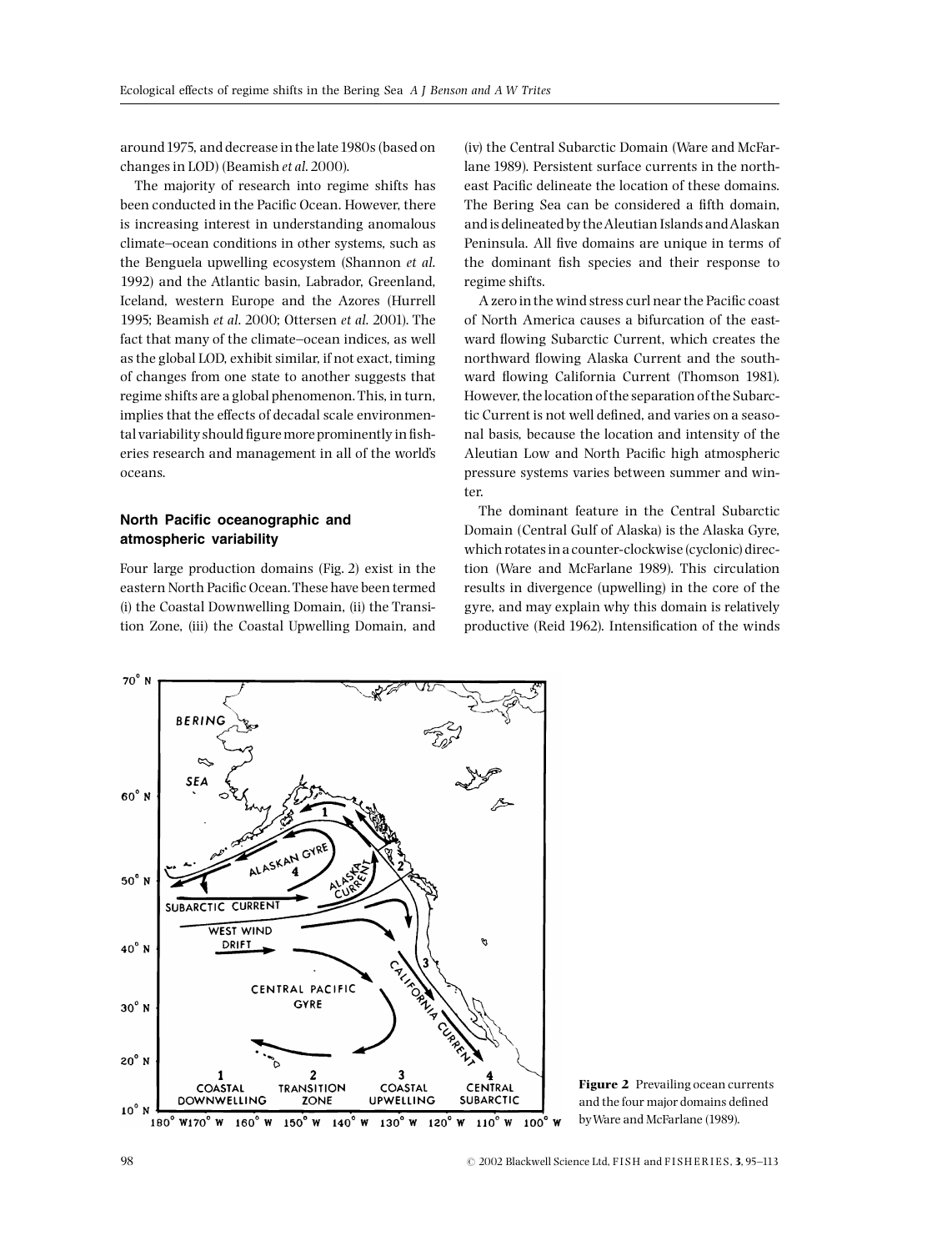around 1975, and decrease in the late 1980s (based on changes in LOD) (Beamish *et al*. 2000).

The majority of research into regime shifts has been conducted in the Pacific Ocean. However, there is increasing interest in understanding anomalous climate–ocean conditions in other systems, such as the Benguela upwelling ecosystem (Shannon *et al*. 1992) and the Atlantic basin, Labrador, Greenland, Iceland, western Europe and the Azores (Hurrell 1995; Beamish *et al*. 2000; Ottersen *et al*. 2001). The fact that many of the climate–ocean indices, as well as the global LOD, exhibit similar, if not exact, timing of changes from one state to another suggests that regime shifts are a global phenomenon. This, in turn, implies that the effects of decadal scale environmental variability should figure more prominently in fisheries research and management in all of the world's oceans.

## North Pacific oceanographic and atmospheric variability

Four large production domains (Fig. 2) exist in the eastern North Pacific Ocean. These have been termed (i) the Coastal Downwelling Domain, (ii) the Transition Zone, (iii) the Coastal Upwelling Domain, and (iv) the Central Subarctic Domain (Ware and McFarlane 1989). Persistent surface currents in the northeast Pacific delineate the location of these domains. The Bering Sea can be considered a fifth domain, and is delineated by the Aleutian Islands and Alaskan Peninsula. All five domains are unique in terms of the dominant fish species and their response to regime shifts.

A zero in the wind stress curl near the Pacific coast of North America causes a bifurcation of the eastward flowing Subarctic Current, which creates the northward flowing Alaska Current and the southward flowing California Current (Thomson 1981). However, the location of the separation of the Subarctic Current is not well defined, and varies on a seasonal basis, because the location and intensity of the Aleutian Low and North Pacific high atmospheric pressure systems varies between summer and winter.

The dominant feature in the Central Subarctic Domain (Central Gulf of Alaska) is the Alaska Gyre, which rotates in a counter-clockwise (cyclonic) direction (Ware and McFarlane 1989). This circulation results in divergence (upwelling) in the core of the gyre, and may explain why this domain is relatively productive (Reid 1962). Intensification of the winds

**Figure 2** Prevailing ocean currents and the four major domains defined by Ware and McFarlane (1989).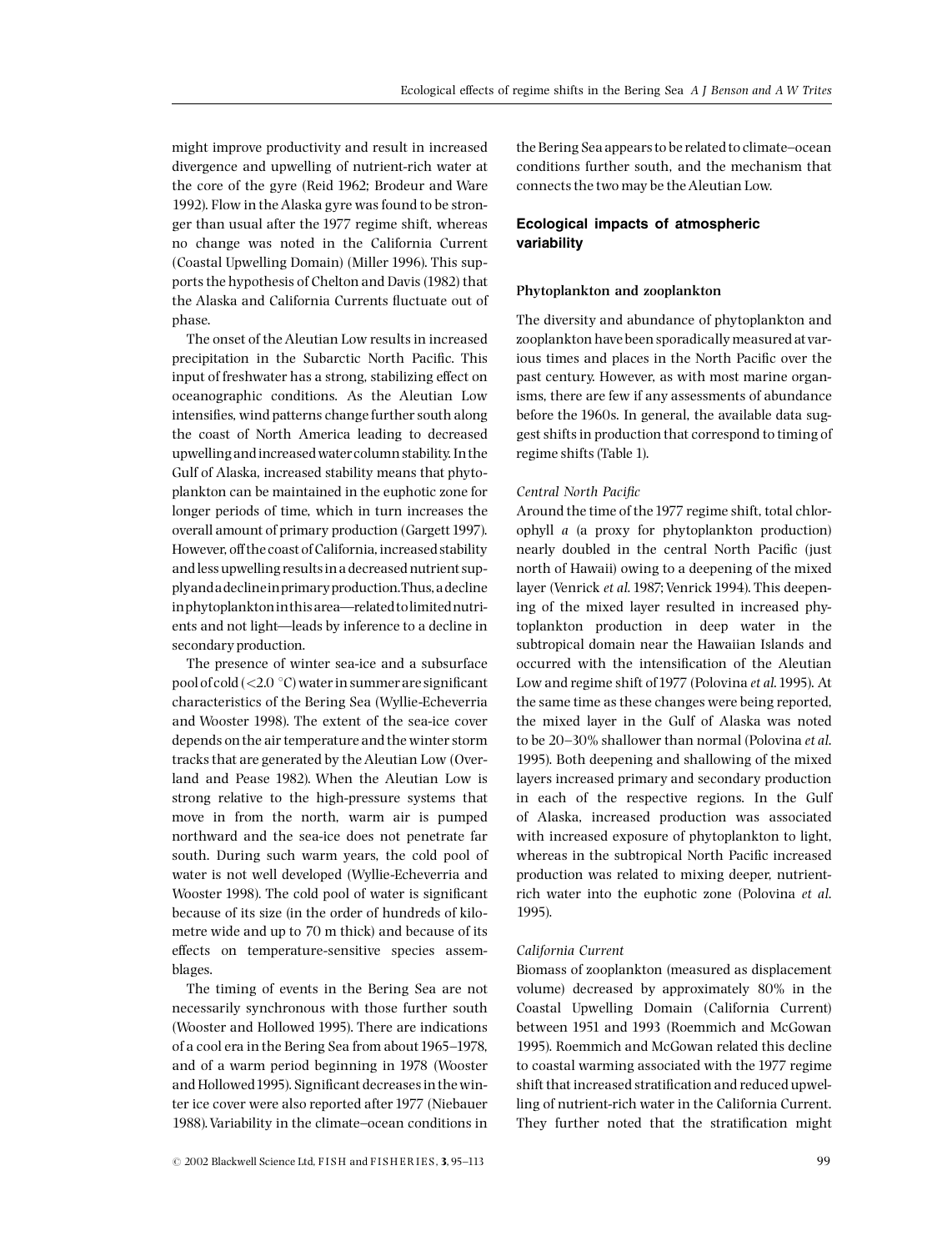might improve productivity and result in increased divergence and upwelling of nutrient-rich water at the core of the gyre (Reid 1962; Brodeur and Ware 1992). Flow in the Alaska gyre was found to be stronger than usual after the 1977 regime shift, whereas no change was noted in the California Current (Coastal Upwelling Domain) (Miller 1996). This supports the hypothesis of Chelton and Davis (1982) that the Alaska and California Currents fluctuate out of phase.

The onset of the Aleutian Low results in increased precipitation in the Subarctic North Pacific. This input of freshwater has a strong, stabilizing effect on oceanographic conditions. As the Aleutian Low intensifies, wind patterns change further south along the coast of North America leading to decreased upwelling and increased water column stability. In the Gulf of Alaska, increased stability means that phytoplankton can be maintained in the euphotic zone for longer periods of time, which in turn increases the overall amount of primary production (Gargett 1997). However, off the coast of California, increased stability and less upwelling results in a decreased nutrient supply and a decline in primary production. Thus, a decline in phytoplankton in this area—related to limited nutrients and not light—leads by inference to a decline in secondary production.

The presence of winter sea-ice and a subsurface pool of cold (<2.0 °C) water in summer are significant characteristics of the Bering Sea (Wyllie-Echeverria and Wooster 1998). The extent of the sea-ice cover depends on the air temperature and the winter storm tracks that are generated by the Aleutian Low (Overland and Pease 1982). When the Aleutian Low is strong relative to the high-pressure systems that move in from the north, warm air is pumped northward and the sea-ice does not penetrate far south. During such warm years, the cold pool of water is not well developed (Wyllie-Echeverria and Wooster 1998). The cold pool of water is significant because of its size (in the order of hundreds of kilometre wide and up to 70 m thick) and because of its effects on temperature-sensitive species assemblages.

The timing of events in the Bering Sea are not necessarily synchronous with those further south (Wooster and Hollowed 1995). There are indications of a cool era in the Bering Sea from about 1965–1978, and of a warm period beginning in 1978 (Wooster and Hollowed 1995). Significant decreases in the winter ice cover were also reported after 1977 (Niebauer 1988). Variability in the climate–ocean conditions in the Bering Sea appears to be related to climate–ocean conditions further south, and the mechanism that connects the two may be the Aleutian Low.

## Ecological impacts of atmospheric variability

### Phytoplankton and zooplankton

The diversity and abundance of phytoplankton and zooplankton have been sporadically measured at various times and places in the North Pacific over the past century. However, as with most marine organisms, there are few if any assessments of abundance before the 1960s. In general, the available data suggest shifts in production that correspond to timing of regime shifts (Table 1).

#### *Central North Pacific*

Around the time of the 1977 regime shift, total chlorophyll *a* (a proxy for phytoplankton production) nearly doubled in the central North Pacific (just north of Hawaii) owing to a deepening of the mixed layer (Venrick *et al.* 1987; Venrick 1994). This deepening of the mixed layer resulted in increased phytoplankton production in deep water in the subtropical domain near the Hawaiian Islands and occurred with the intensification of the Aleutian Low and regime shift of 1977 (Polovina *et al.* 1995). At the same time as these changes were being reported, the mixed layer in the Gulf of Alaska was noted to be 20–30% shallower than normal (Polovina *et al.* 1995). Both deepening and shallowing of the mixed layers increased primary and secondary production in each of the respective regions. In the Gulf of Alaska, increased production was associated with increased exposure of phytoplankton to light, whereas in the subtropical North Pacific increased production was related to mixing deeper, nutrient-rich water into the euphotic zone (Polovina *et al.* 1995).

#### *California Current*

Biomass of zooplankton (measured as displacement volume) decreased by approximately 80% in the Coastal Upwelling Domain (California Current) between 1951 and 1993 (Roemmich and McGowan 1995). Roemmich and McGowan related this decline to coastal warming associated with the 1977 regime shift that increased stratification and reduced upwelling of nutrient-rich water in the California Current. They further noted that the stratification might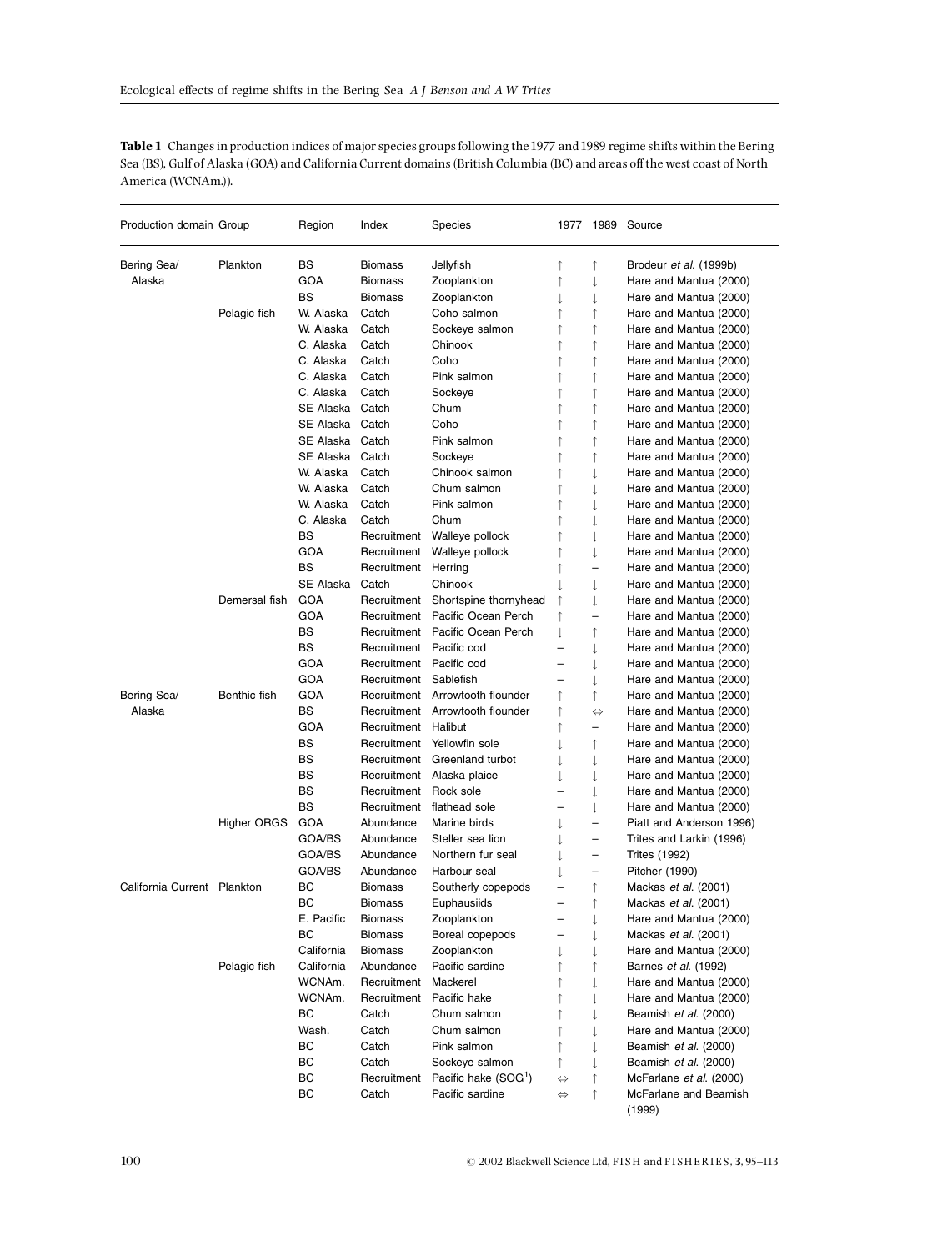**Table 1** Changes in production indices of major species groups following the 1977 and 1989 regime shifts within the Bering Sea (BS), Gulf of Alaska (GOA) and California Current domains (British Columbia (BC) and areas off the west coast of North America (WCNAm.)).

| Production domain | Group | Region | Index | Species | 1977 | 1989 | Source |
|---|---|---|---|---|---|---|---|
| Bering Sea/ Alaska | Plankton | BS | Biomass | Jellyfish | ↑ | ↑ | Brodeur *et al.* (1999b) |
| | | GOA | Biomass | Zooplankton | ↑ | ↓ | Hare and Mantua (2000) |
| | | BS | Biomass | Zooplankton | ↓ | ↓ | Hare and Mantua (2000) |
| | Pelagic fish | W. Alaska | Catch | Coho salmon | ↑ | ↑ | Hare and Mantua (2000) |
| | | W. Alaska | Catch | Sockeye salmon | ↑ | ↑ | Hare and Mantua (2000) |
| | | C. Alaska | Catch | Chinook | ↑ | ↑ | Hare and Mantua (2000) |
| | | C. Alaska | Catch | Coho | ↑ | ↑ | Hare and Mantua (2000) |
| | | C. Alaska | Catch | Pink salmon | ↑ | ↑ | Hare and Mantua (2000) |
| | | C. Alaska | Catch | Sockeye | ↑ | ↑ | Hare and Mantua (2000) |
| | | SE Alaska | Catch | Chum | ↑ | ↑ | Hare and Mantua (2000) |
| | | SE Alaska | Catch | Coho | ↑ | ↑ | Hare and Mantua (2000) |
| | | SE Alaska | Catch | Pink salmon | ↑ | ↑ | Hare and Mantua (2000) |
| | | SE Alaska | Catch | Sockeye | ↑ | ↑ | Hare and Mantua (2000) |
| | | W. Alaska | Catch | Chinook salmon | ↑ | ↓ | Hare and Mantua (2000) |
| | | W. Alaska | Catch | Chum salmon | ↑ | ↓ | Hare and Mantua (2000) |
| | | W. Alaska | Catch | Pink salmon | ↑ | ↓ | Hare and Mantua (2000) |
| | | C. Alaska | Catch | Chum | ↑ | ↓ | Hare and Mantua (2000) |
| | | BS | Recruitment | Walleye pollock | ↑ | ↓ | Hare and Mantua (2000) |
| | | GOA | Recruitment | Walleye pollock | ↑ | ↓ | Hare and Mantua (2000) |
| | | BS | Recruitment | Herring | ↑ | – | Hare and Mantua (2000) |
| | | SE Alaska | Catch | Chinook | ↓ | ↓ | Hare and Mantua (2000) |
| | Demersal fish | GOA | Recruitment | Shortspine thornyhead | ↑ | ↓ | Hare and Mantua (2000) |
| | | GOA | Recruitment | Pacific Ocean Perch | ↑ | – | Hare and Mantua (2000) |
| | | BS | Recruitment | Pacific Ocean Perch | ↓ | ↑ | Hare and Mantua (2000) |
| | | BS | Recruitment | Pacific cod | – | ↓ | Hare and Mantua (2000) |
| | | GOA | Recruitment | Pacific cod | – | ↓ | Hare and Mantua (2000) |
| | | GOA | Recruitment | Sablefish | – | ↓ | Hare and Mantua (2000) |
| Bering Sea/ Alaska | Benthic fish | GOA | Recruitment | Arrowtooth flounder | ↑ | ↑ | Hare and Mantua (2000) |
| | | BS | Recruitment | Arrowtooth flounder | ↑ | ⇔ | Hare and Mantua (2000) |
| | | GOA | Recruitment | Halibut | ↑ | – | Hare and Mantua (2000) |
| | | BS | Recruitment | Yellowfin sole | ↓ | ↑ | Hare and Mantua (2000) |
| | | BS | Recruitment | Greenland turbot | ↓ | ↓ | Hare and Mantua (2000) |
| | | BS | Recruitment | Alaska plaice | ↓ | ↓ | Hare and Mantua (2000) |
| | | BS | Recruitment | Rock sole | – | ↓ | Hare and Mantua (2000) |
| | | BS | Recruitment | flathead sole | – | ↓ | Hare and Mantua (2000) |
| | Higher ORGS | GOA | Abundance | Marine birds | ↓ | – | Piatt and Anderson 1996) |
| | | GOA/BS | Abundance | Steller sea lion | ↓ | – | Trites and Larkin (1996) |
| | | GOA/BS | Abundance | Northern fur seal | ↓ | – | Trites (1992) |
| | | GOA/BS | Abundance | Harbour seal | ↓ | – | Pitcher (1990) |
| California Current | Plankton | BC | Biomass | Southerly copepods | – | ↑ | Mackas *et al.* (2001) |
| | | BC | Biomass | Euphausiids | – | ↑ | Mackas *et al.* (2001) |
| | | E. Pacific | Biomass | Zooplankton | – | ↓ | Hare and Mantua (2000) |
| | | BC | Biomass | Boreal copepods | – | ↓ | Mackas *et al.* (2001) |
| | | California | Biomass | Zooplankton | ↓ | ↓ | Hare and Mantua (2000) |
| | Pelagic fish | California | Abundance | Pacific sardine | ↑ | ↑ | Barnes *et al.* (1992) |
| | | WCNAm. | Recruitment | Mackerel | ↑ | ↓ | Hare and Mantua (2000) |
| | | WCNAm. | Recruitment | Pacific hake | ↑ | ↓ | Hare and Mantua (2000) |
| | | BC | Catch | Chum salmon | ↑ | ↓ | Beamish *et al.* (2000) |
| | | Wash. | Catch | Chum salmon | ↑ | ↓ | Hare and Mantua (2000) |
| | | BC | Catch | Pink salmon | ↑ | ↓ | Beamish *et al.* (2000) |
| | | BC | Catch | Sockeye salmon | ↑ | ↓ | Beamish *et al.* (2000) |
| | | BC | Recruitment | Pacific hake (SOG[1]) | ⇔ | ↑ | McFarlane *et al.* (2000) |
| | | BC | Catch | Pacific sardine | ⇔ | ↑ | McFarlane and Beamish (1999) |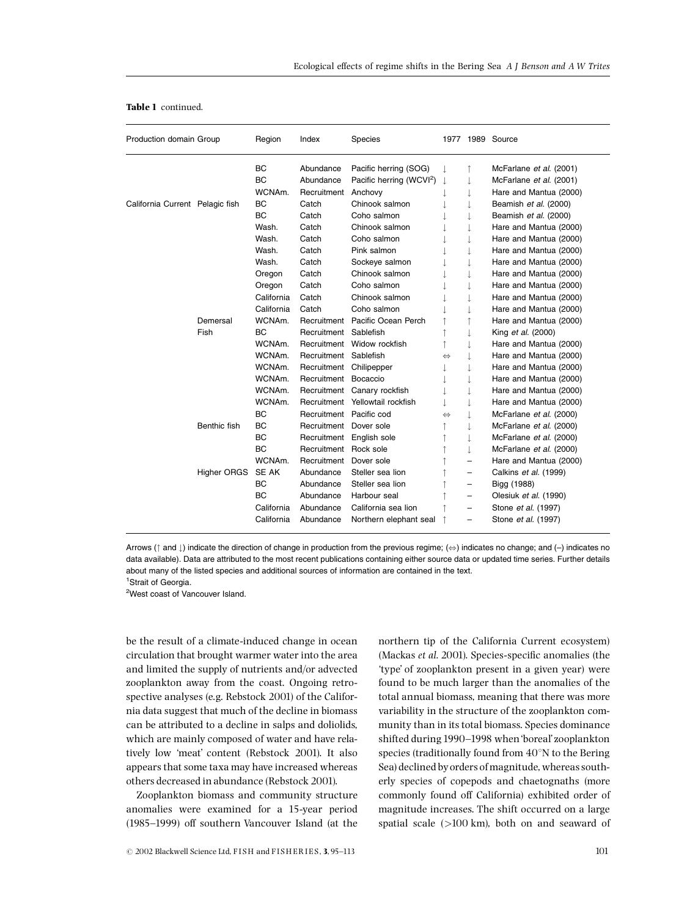**Table 1** continued.

| Production domain | Group | Region | Index | Species | 1977 | 1989 | Source |
|---|---|---|---|---|---|---|---|
| | | BC | Abundance | Pacific herring (SOG) | ↓ | ↑ | McFarlane *et al.* (2001) |
| | | BC | Abundance | Pacific herring (WCVI[2]) | ↓ | ↓ | McFarlane *et al.* (2001) |
| | | WCNAm. | Recruitment | Anchovy | ↓ | ↓ | Hare and Mantua (2000) |
| California Current | Pelagic fish | BC | Catch | Chinook salmon | ↓ | ↓ | Beamish *et al.* (2000) |
| | | BC | Catch | Coho salmon | ↓ | ↓ | Beamish *et al.* (2000) |
| | | Wash. | Catch | Chinook salmon | ↓ | ↓ | Hare and Mantua (2000) |
| | | Wash. | Catch | Coho salmon | ↓ | ↓ | Hare and Mantua (2000) |
| | | Wash. | Catch | Pink salmon | ↓ | ↓ | Hare and Mantua (2000) |
| | | Wash. | Catch | Sockeye salmon | ↓ | ↓ | Hare and Mantua (2000) |
| | | Oregon | Catch | Chinook salmon | ↓ | ↓ | Hare and Mantua (2000) |
| | | Oregon | Catch | Coho salmon | ↓ | ↓ | Hare and Mantua (2000) |
| | | California | Catch | Chinook salmon | ↓ | ↓ | Hare and Mantua (2000) |
| | | California | Catch | Coho salmon | ↓ | ↓ | Hare and Mantua (2000) |
| | Demersal Fish | WCNAm. | Recruitment | Pacific Ocean Perch | ↑ | ↑ | Hare and Mantua (2000) |
| | | BC | Recruitment | Sablefish | ↑ | ↓ | King *et al.* (2000) |
| | | WCNAm. | Recruitment | Widow rockfish | ↑ | ↓ | Hare and Mantua (2000) |
| | | WCNAm. | Recruitment | Sablefish | ⇔ | ↓ | Hare and Mantua (2000) |
| | | WCNAm. | Recruitment | Chilipepper | ↓ | ↓ | Hare and Mantua (2000) |
| | | WCNAm. | Recruitment | Bocaccio | ↓ | ↓ | Hare and Mantua (2000) |
| | | WCNAm. | Recruitment | Canary rockfish | ↓ | ↓ | Hare and Mantua (2000) |
| | | WCNAm. | Recruitment | Yellowtail rockfish | ↓ | ↓ | Hare and Mantua (2000) |
| | | BC | Recruitment | Pacific cod | ⇔ | ↓ | McFarlane *et al.* (2000) |
| | Benthic fish | BC | Recruitment | Dover sole | ↑ | ↓ | McFarlane *et al.* (2000) |
| | | BC | Recruitment | English sole | ↑ | ↓ | McFarlane *et al.* (2000) |
| | | BC | Recruitment | Rock sole | ↑ | ↓ | McFarlane *et al.* (2000) |
| | | WCNAm. | Recruitment | Dover sole | ↑ | – | Hare and Mantua (2000) |
| | Higher ORGS | SE AK | Abundance | Steller sea lion | ↑ | – | Calkins *et al.* (1999) |
| | | BC | Abundance | Steller sea lion | ↑ | – | Bigg (1988) |
| | | BC | Abundance | Harbour seal | ↑ | – | Olesiuk *et al.* (1990) |
| | | California | Abundance | California sea lion | ↑ | – | Stone *et al.* (1997) |
| | | California | Abundance | Northern elephant seal | ↑ | – | Stone *et al.* (1997) |

Arrows (↑ and ↓) indicate the direction of change in production from the previous regime; (⇔) indicates no change; and (–) indicates no data available). Data are attributed to the most recent publications containing either source data or updated time series. Further details about many of the listed species and additional sources of information are contained in the text.

[1]Strait of Georgia.

[2]West coast of Vancouver Island.

be the result of a climate-induced change in ocean circulation that brought warmer water into the area and limited the supply of nutrients and/or advected zooplankton away from the coast. Ongoing retrospective analyses (e.g. Rebstock 2001) of the California data suggest that much of the decline in biomass can be attributed to a decline in salps and doliolids, which are mainly composed of water and have relatively low 'meat' content (Rebstock 2001). It also appears that some taxa may have increased whereas others decreased in abundance (Rebstock 2001).

Zooplankton biomass and community structure anomalies were examined for a 15-year period (1985–1999) off southern Vancouver Island (at the northern tip of the California Current ecosystem) (Mackas *et al.* 2001). Species-specific anomalies (the 'type' of zooplankton present in a given year) were found to be much larger than the anomalies of the total annual biomass, meaning that there was more variability in the structure of the zooplankton community than in its total biomass. Species dominance shifted during 1990–1998 when 'boreal' zooplankton species (traditionally found from 40°N to the Bering Sea) declined by orders of magnitude, whereas southerly species of copepods and chaetognaths (more commonly found off California) exhibited order of magnitude increases. The shift occurred on a large spatial scale (>100 km), both on and seaward of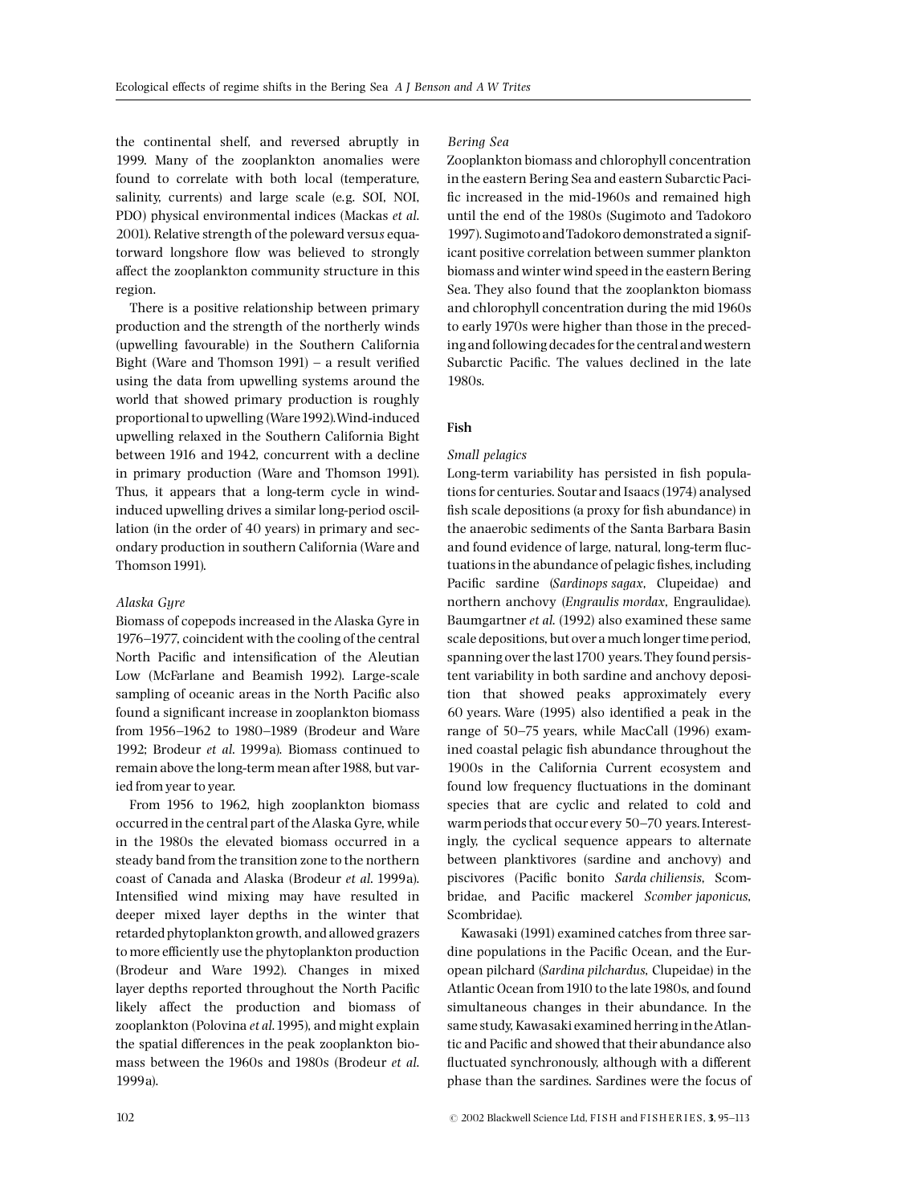the continental shelf, and reversed abruptly in 1999. Many of the zooplankton anomalies were found to correlate with both local (temperature, salinity, currents) and large scale (e.g. SOI, NOI, PDO) physical environmental indices (Mackas *et al*. 2001). Relative strength of the poleward versus equatorward longshore flow was believed to strongly affect the zooplankton community structure in this region.

There is a positive relationship between primary production and the strength of the northerly winds (upwelling favourable) in the Southern California Bight (Ware and Thomson 1991) – a result verified using the data from upwelling systems around the world that showed primary production is roughly proportional to upwelling (Ware 1992). Wind-induced upwelling relaxed in the Southern California Bight between 1916 and 1942, concurrent with a decline in primary production (Ware and Thomson 1991). Thus, it appears that a long-term cycle in wind-induced upwelling drives a similar long-period oscillation (in the order of 40 years) in primary and secondary production in southern California (Ware and Thomson 1991).

### *Alaska Gyre*

Biomass of copepods increased in the Alaska Gyre in 1976–1977, coincident with the cooling of the central North Pacific and intensification of the Aleutian Low (McFarlane and Beamish 1992). Large-scale sampling of oceanic areas in the North Pacific also found a significant increase in zooplankton biomass from 1956–1962 to 1980–1989 (Brodeur and Ware 1992; Brodeur *et al*. 1999a). Biomass continued to remain above the long-term mean after 1988, but varied from year to year.

From 1956 to 1962, high zooplankton biomass occurred in the central part of the Alaska Gyre, while in the 1980s the elevated biomass occurred in a steady band from the transition zone to the northern coast of Canada and Alaska (Brodeur *et al*. 1999a). Intensified wind mixing may have resulted in deeper mixed layer depths in the winter that retarded phytoplankton growth, and allowed grazers to more efficiently use the phytoplankton production (Brodeur and Ware 1992). Changes in mixed layer depths reported throughout the North Pacific likely affect the production and biomass of zooplankton (Polovina *et al*. 1995), and might explain the spatial differences in the peak zooplankton biomass between the 1960s and 1980s (Brodeur *et al*. 1999a).

### *Bering Sea*

Zooplankton biomass and chlorophyll concentration in the eastern Bering Sea and eastern Subarctic Pacific increased in the mid-1960s and remained high until the end of the 1980s (Sugimoto and Tadokoro 1997). Sugimoto and Tadokoro demonstrated a significant positive correlation between summer plankton biomass and winter wind speed in the eastern Bering Sea. They also found that the zooplankton biomass and chlorophyll concentration during the mid 1960s to early 1970s were higher than those in the preceding and following decades for the central and western Subarctic Pacific. The values declined in the late 1980s.

## Fish

### *Small pelagics*

Long-term variability has persisted in fish populations for centuries. Soutar and Isaacs (1974) analysed fish scale depositions (a proxy for fish abundance) in the anaerobic sediments of the Santa Barbara Basin and found evidence of large, natural, long-term fluctuations in the abundance of pelagic fishes, including Pacific sardine (*Sardinops sagax*, Clupeidae) and northern anchovy (*Engraulis mordax*, Engraulidae). Baumgartner *et al*. (1992) also examined these same scale depositions, but over a much longer time period, spanning over the last 1700 years. They found persistent variability in both sardine and anchovy deposition that showed peaks approximately every 60 years. Ware (1995) also identified a peak in the range of 50–75 years, while MacCall (1996) examined coastal pelagic fish abundance throughout the 1900s in the California Current ecosystem and found low frequency fluctuations in the dominant species that are cyclic and related to cold and warm periods that occur every 50–70 years. Interestingly, the cyclical sequence appears to alternate between planktivores (sardine and anchovy) and piscivores (Pacific bonito *Sarda chiliensis*, Scombridae, and Pacific mackerel *Scomber japonicus*, Scombridae).

Kawasaki (1991) examined catches from three sardine populations in the Pacific Ocean, and the European pilchard (*Sardina pilchardus*, Clupeidae) in the Atlantic Ocean from 1910 to the late 1980s, and found simultaneous changes in their abundance. In the same study, Kawasaki examined herring in the Atlantic and Pacific and showed that their abundance also fluctuated synchronously, although with a different phase than the sardines. Sardines were the focus of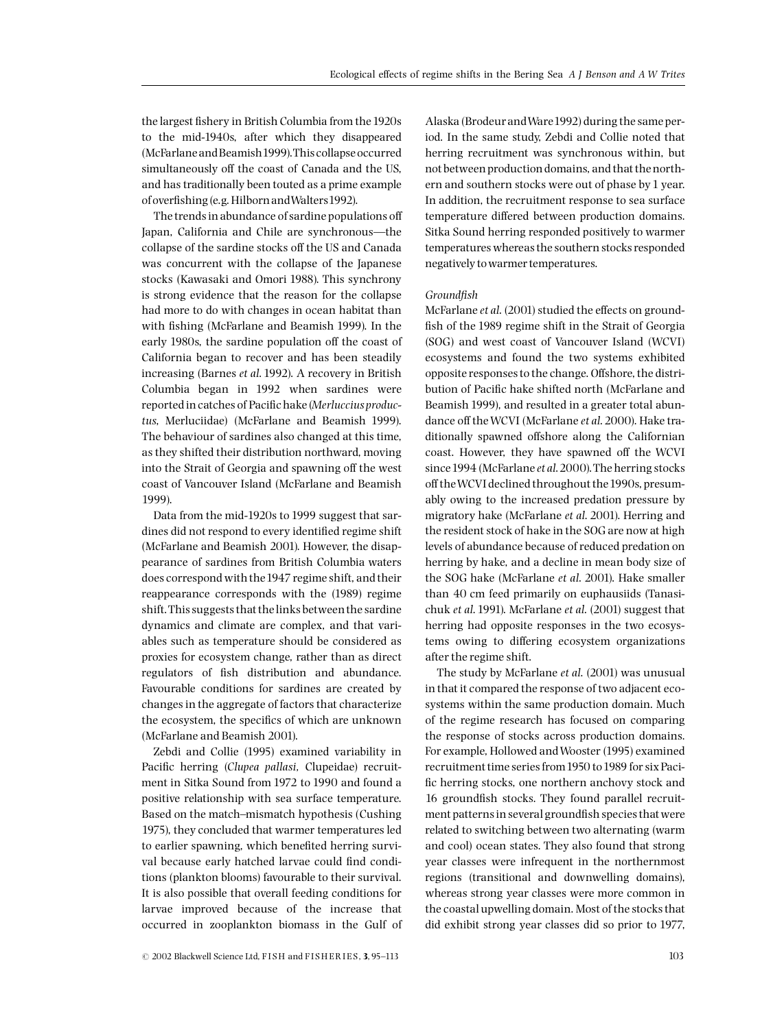the largest fishery in British Columbia from the 1920s to the mid-1940s, after which they disappeared (McFarlane and Beamish 1999). This collapse occurred simultaneously off the coast of Canada and the US, and has traditionally been touted as a prime example of overfishing (e.g. Hilborn and Walters 1992).

The trends in abundance of sardine populations off Japan, California and Chile are synchronous—the collapse of the sardine stocks off the US and Canada was concurrent with the collapse of the Japanese stocks (Kawasaki and Omori 1988). This synchrony is strong evidence that the reason for the collapse had more to do with changes in ocean habitat than with fishing (McFarlane and Beamish 1999). In the early 1980s, the sardine population off the coast of California began to recover and has been steadily increasing (Barnes *et al.* 1992). A recovery in British Columbia began in 1992 when sardines were reported in catches of Pacific hake (*Merluccius productus*, Merluciidae) (McFarlane and Beamish 1999). The behaviour of sardines also changed at this time, as they shifted their distribution northward, moving into the Strait of Georgia and spawning off the west coast of Vancouver Island (McFarlane and Beamish 1999).

Data from the mid-1920s to 1999 suggest that sardines did not respond to every identified regime shift (McFarlane and Beamish 2001). However, the disappearance of sardines from British Columbia waters does correspond with the 1947 regime shift, and their reappearance corresponds with the (1989) regime shift. This suggests that the links between the sardine dynamics and climate are complex, and that variables such as temperature should be considered as proxies for ecosystem change, rather than as direct regulators of fish distribution and abundance. Favourable conditions for sardines are created by changes in the aggregate of factors that characterize the ecosystem, the specifics of which are unknown (McFarlane and Beamish 2001).

Zebdi and Collie (1995) examined variability in Pacific herring (*Clupea pallasi*, Clupeidae) recruitment in Sitka Sound from 1972 to 1990 and found a positive relationship with sea surface temperature. Based on the match–mismatch hypothesis (Cushing 1975), they concluded that warmer temperatures led to earlier spawning, which benefited herring survival because early hatched larvae could find conditions (plankton blooms) favourable to their survival. It is also possible that overall feeding conditions for larvae improved because of the increase that occurred in zooplankton biomass in the Gulf of Alaska (Brodeur and Ware 1992) during the same period. In the same study, Zebdi and Collie noted that herring recruitment was synchronous within, but not between production domains, and that the northern and southern stocks were out of phase by 1 year. In addition, the recruitment response to sea surface temperature differed between production domains. Sitka Sound herring responded positively to warmer temperatures whereas the southern stocks responded negatively to warmer temperatures.

*Groundfish*

McFarlane *et al.* (2001) studied the effects on groundfish of the 1989 regime shift in the Strait of Georgia (SOG) and west coast of Vancouver Island (WCVI) ecosystems and found the two systems exhibited opposite responses to the change. Offshore, the distribution of Pacific hake shifted north (McFarlane and Beamish 1999), and resulted in a greater total abundance off the WCVI (McFarlane *et al.* 2000). Hake traditionally spawned offshore along the Californian coast. However, they have spawned off the WCVI since 1994 (McFarlane *et al.* 2000). The herring stocks off the WCVI declined throughout the 1990s, presumably owing to the increased predation pressure by migratory hake (McFarlane *et al.* 2001). Herring and the resident stock of hake in the SOG are now at high levels of abundance because of reduced predation on herring by hake, and a decline in mean body size of the SOG hake (McFarlane *et al.* 2001). Hake smaller than 40 cm feed primarily on euphausiids (Tanasichuk *et al.* 1991). McFarlane *et al.* (2001) suggest that herring had opposite responses in the two ecosystems owing to differing ecosystem organizations after the regime shift.

The study by McFarlane *et al.* (2001) was unusual in that it compared the response of two adjacent ecosystems within the same production domain. Much of the regime research has focused on comparing the response of stocks across production domains. For example, Hollowed and Wooster (1995) examined recruitment time series from 1950 to 1989 for six Pacific herring stocks, one northern anchovy stock and 16 groundfish stocks. They found parallel recruitment patterns in several groundfish species that were related to switching between two alternating (warm and cool) ocean states. They also found that strong year classes were infrequent in the northernmost regions (transitional and downwelling domains), whereas strong year classes were more common in the coastal upwelling domain. Most of the stocks that did exhibit strong year classes did so prior to 1977,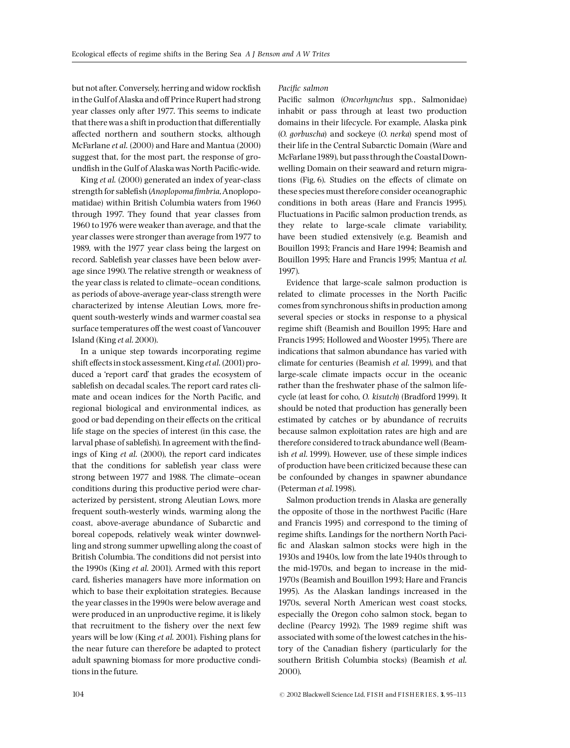but not after. Conversely, herring and widow rockfish in the Gulf of Alaska and off Prince Rupert had strong year classes only after 1977. This seems to indicate that there was a shift in production that differentially affected northern and southern stocks, although McFarlane *et al*. (2000) and Hare and Mantua (2000) suggest that, for the most part, the response of groundfish in the Gulf of Alaska was North Pacific-wide.

King *et al*. (2000) generated an index of year-class strength for sablefish (*Anoplopoma fimbria*, Anoplopomatidae) within British Columbia waters from 1960 through 1997. They found that year classes from 1960 to 1976 were weaker than average, and that the year classes were stronger than average from 1977 to 1989, with the 1977 year class being the largest on record. Sablefish year classes have been below average since 1990. The relative strength or weakness of the year class is related to climate–ocean conditions, as periods of above-average year-class strength were characterized by intense Aleutian Lows, more frequent south-westerly winds and warmer coastal sea surface temperatures off the west coast of Vancouver Island (King *et al*. 2000).

In a unique step towards incorporating regime shift effects in stock assessment, King *et al*. (2001) produced a 'report card' that grades the ecosystem of sablefish on decadal scales. The report card rates climate and ocean indices for the North Pacific, and regional biological and environmental indices, as good or bad depending on their effects on the critical life stage on the species of interest (in this case, the larval phase of sablefish). In agreement with the findings of King *et al*. (2000), the report card indicates that the conditions for sablefish year class were strong between 1977 and 1988. The climate–ocean conditions during this productive period were characterized by persistent, strong Aleutian Lows, more frequent south-westerly winds, warming along the coast, above-average abundance of Subarctic and boreal copepods, relatively weak winter downwelling and strong summer upwelling along the coast of British Columbia. The conditions did not persist into the 1990s (King *et al*. 2001). Armed with this report card, fisheries managers have more information on which to base their exploitation strategies. Because the year classes in the 1990s were below average and were produced in an unproductive regime, it is likely that recruitment to the fishery over the next few years will be low (King *et al*. 2001). Fishing plans for the near future can therefore be adapted to protect adult spawning biomass for more productive conditions in the future.

*Pacific salmon*

Pacific salmon (*Oncorhynchus* spp., Salmonidae) inhabit or pass through at least two production domains in their lifecycle. For example, Alaska pink (*O. gorbuscha*) and sockeye (*O. nerka*) spend most of their life in the Central Subarctic Domain (Ware and McFarlane 1989), but pass through the Coastal Downwelling Domain on their seaward and return migrations (Fig. 6). Studies on the effects of climate on these species must therefore consider oceanographic conditions in both areas (Hare and Francis 1995). Fluctuations in Pacific salmon production trends, as they relate to large-scale climate variability, have been studied extensively (e.g. Beamish and Bouillon 1993; Francis and Hare 1994; Beamish and Bouillon 1995; Hare and Francis 1995; Mantua *et al*. 1997).

Evidence that large-scale salmon production is related to climate processes in the North Pacific comes from synchronous shifts in production among several species or stocks in response to a physical regime shift (Beamish and Bouillon 1995; Hare and Francis 1995; Hollowed and Wooster 1995). There are indications that salmon abundance has varied with climate for centuries (Beamish *et al*. 1999), and that large-scale climate impacts occur in the oceanic rather than the freshwater phase of the salmon lifecycle (at least for coho, *O. kisutch*) (Bradford 1999). It should be noted that production has generally been estimated by catches or by abundance of recruits because salmon exploitation rates are high and are therefore considered to track abundance well (Beamish *et al*. 1999). However, use of these simple indices of production have been criticized because these can be confounded by changes in spawner abundance (Peterman *et al*. 1998).

Salmon production trends in Alaska are generally the opposite of those in the northwest Pacific (Hare and Francis 1995) and correspond to the timing of regime shifts. Landings for the northern North Pacific and Alaskan salmon stocks were high in the 1930s and 1940s, low from the late 1940s through to the mid-1970s, and began to increase in the mid-1970s (Beamish and Bouillon 1993; Hare and Francis 1995). As the Alaskan landings increased in the 1970s, several North American west coast stocks, especially the Oregon coho salmon stock, began to decline (Pearcy 1992). The 1989 regime shift was associated with some of the lowest catches in the history of the Canadian fishery (particularly for the southern British Columbia stocks) (Beamish *et al*. 2000).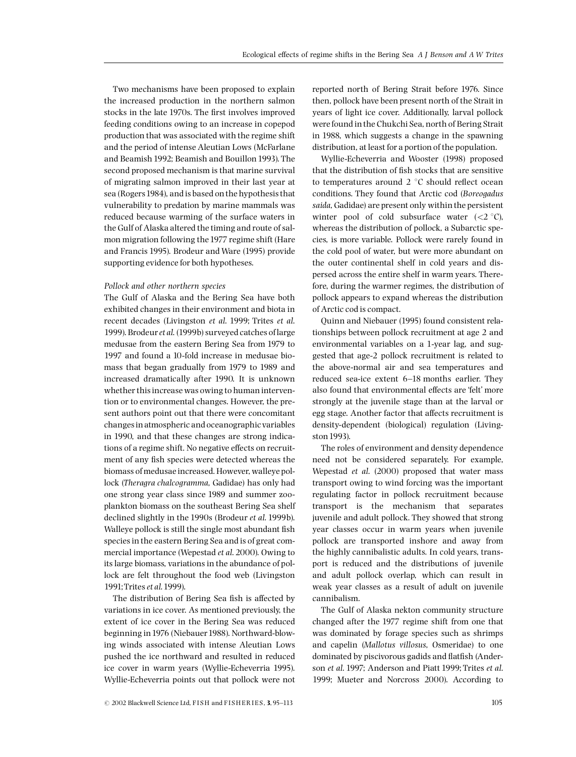Two mechanisms have been proposed to explain the increased production in the northern salmon stocks in the late 1970s. The first involves improved feeding conditions owing to an increase in copepod production that was associated with the regime shift and the period of intense Aleutian Lows (McFarlane and Beamish 1992; Beamish and Bouillon 1993). The second proposed mechanism is that marine survival of migrating salmon improved in their last year at sea (Rogers 1984), and is based on the hypothesis that vulnerability to predation by marine mammals was reduced because warming of the surface waters in the Gulf of Alaska altered the timing and route of salmon migration following the 1977 regime shift (Hare and Francis 1995). Brodeur and Ware (1995) provide supporting evidence for both hypotheses.

*Pollock and other northern species*

The Gulf of Alaska and the Bering Sea have both exhibited changes in their environment and biota in recent decades (Livingston *et al.* 1999; Trites *et al.* 1999). Brodeur *et al.* (1999b) surveyed catches of large medusae from the eastern Bering Sea from 1979 to 1997 and found a 10-fold increase in medusae biomass that began gradually from 1979 to 1989 and increased dramatically after 1990. It is unknown whether this increase was owing to human intervention or to environmental changes. However, the present authors point out that there were concomitant changes in atmospheric and oceanographic variables in 1990, and that these changes are strong indications of a regime shift. No negative effects on recruitment of any fish species were detected whereas the biomass of medusae increased. However, walleye pollock (*Theragra chalcogramma*, Gadidae) has only had one strong year class since 1989 and summer zooplankton biomass on the southeast Bering Sea shelf declined slightly in the 1990s (Brodeur *et al.* 1999b). Walleye pollock is still the single most abundant fish species in the eastern Bering Sea and is of great commercial importance (Wepestad *et al.* 2000). Owing to its large biomass, variations in the abundance of pollock are felt throughout the food web (Livingston 1991; Trites *et al.* 1999).

The distribution of Bering Sea fish is affected by variations in ice cover. As mentioned previously, the extent of ice cover in the Bering Sea was reduced beginning in 1976 (Niebauer 1988). Northward-blowing winds associated with intense Aleutian Lows pushed the ice northward and resulted in reduced ice cover in warm years (Wyllie-Echeverria 1995). Wyllie-Echeverria points out that pollock were not reported north of Bering Strait before 1976. Since then, pollock have been present north of the Strait in years of light ice cover. Additionally, larval pollock were found in the Chukchi Sea, north of Bering Strait in 1988, which suggests a change in the spawning distribution, at least for a portion of the population.

Wyllie-Echeverria and Wooster (1998) proposed that the distribution of fish stocks that are sensitive to temperatures around 2 °C should reflect ocean conditions. They found that Arctic cod (*Boreogadus saida*, Gadidae) are present only within the persistent winter pool of cold subsurface water (<2 °C), whereas the distribution of pollock, a Subarctic species, is more variable. Pollock were rarely found in the cold pool of water, but were more abundant on the outer continental shelf in cold years and dispersed across the entire shelf in warm years. Therefore, during the warmer regimes, the distribution of pollock appears to expand whereas the distribution of Arctic cod is compact.

Quinn and Niebauer (1995) found consistent relationships between pollock recruitment at age 2 and environmental variables on a 1-year lag, and suggested that age-2 pollock recruitment is related to the above-normal air and sea temperatures and reduced sea-ice extent 6–18 months earlier. They also found that environmental effects are 'felt' more strongly at the juvenile stage than at the larval or egg stage. Another factor that affects recruitment is density-dependent (biological) regulation (Livingston 1993).

The roles of environment and density dependence need not be considered separately. For example, Wepestad *et al.* (2000) proposed that water mass transport owing to wind forcing was the important regulating factor in pollock recruitment because transport is the mechanism that separates juvenile and adult pollock. They showed that strong year classes occur in warm years when juvenile pollock are transported inshore and away from the highly cannibalistic adults. In cold years, transport is reduced and the distributions of juvenile and adult pollock overlap, which can result in weak year classes as a result of adult on juvenile cannibalism.

The Gulf of Alaska nekton community structure changed after the 1977 regime shift from one that was dominated by forage species such as shrimps and capelin (*Mallotus villosus*, Osmeridae) to one dominated by piscivorous gadids and flatfish (Anderson *et al.* 1997; Anderson and Piatt 1999; Trites *et al.* 1999; Mueter and Norcross 2000). According to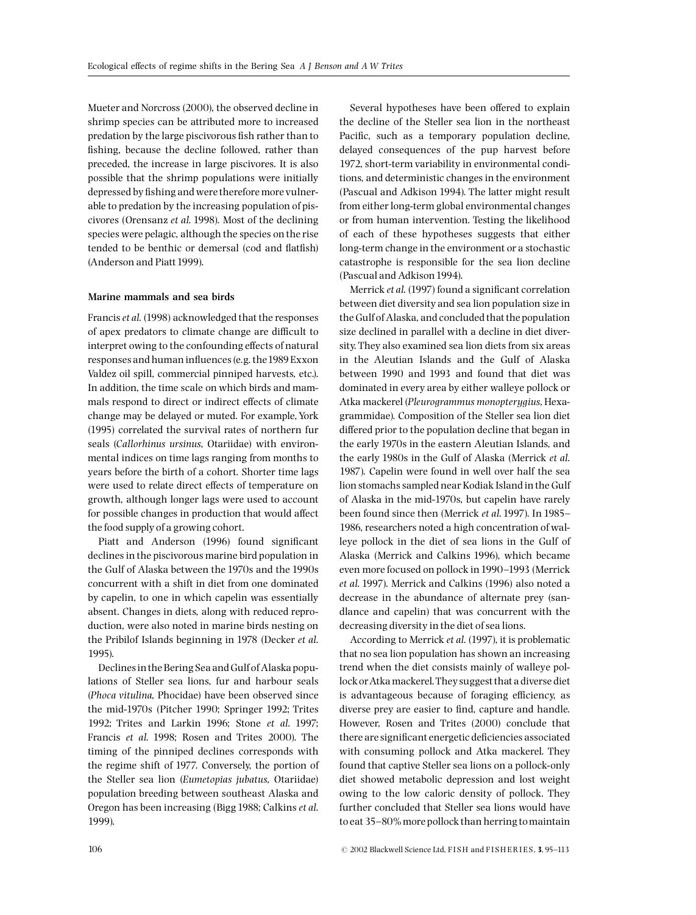Mueter and Norcross (2000), the observed decline in shrimp species can be attributed more to increased predation by the large piscivorous fish rather than to fishing, because the decline followed, rather than preceded, the increase in large piscivores. It is also possible that the shrimp populations were initially depressed by fishing and were therefore more vulnerable to predation by the increasing population of piscivores (Orensanz *et al.* 1998). Most of the declining species were pelagic, although the species on the rise tended to be benthic or demersal (cod and flatfish) (Anderson and Piatt 1999).

### Marine mammals and sea birds

Francis *et al.* (1998) acknowledged that the responses of apex predators to climate change are difficult to interpret owing to the confounding effects of natural responses and human influences (e.g. the 1989 Exxon Valdez oil spill, commercial pinniped harvests, etc.). In addition, the time scale on which birds and mammals respond to direct or indirect effects of climate change may be delayed or muted. For example, York (1995) correlated the survival rates of northern fur seals (*Callorhinus ursinus*, Otariidae) with environmental indices on time lags ranging from months to years before the birth of a cohort. Shorter time lags were used to relate direct effects of temperature on growth, although longer lags were used to account for possible changes in production that would affect the food supply of a growing cohort.

Piatt and Anderson (1996) found significant declines in the piscivorous marine bird population in the Gulf of Alaska between the 1970s and the 1990s concurrent with a shift in diet from one dominated by capelin, to one in which capelin was essentially absent. Changes in diets, along with reduced reproduction, were also noted in marine birds nesting on the Pribilof Islands beginning in 1978 (Decker *et al.* 1995).

Declines in the Bering Sea and Gulf of Alaska populations of Steller sea lions, fur and harbour seals (*Phoca vitulina*, Phocidae) have been observed since the mid-1970s (Pitcher 1990; Springer 1992; Trites 1992; Trites and Larkin 1996; Stone *et al.* 1997; Francis *et al.* 1998; Rosen and Trites 2000). The timing of the pinniped declines corresponds with the regime shift of 1977. Conversely, the portion of the Steller sea lion (*Eumetopias jubatus*, Otariidae) population breeding between southeast Alaska and Oregon has been increasing (Bigg 1988; Calkins *et al.* 1999).

Several hypotheses have been offered to explain the decline of the Steller sea lion in the northeast Pacific, such as a temporary population decline, delayed consequences of the pup harvest before 1972, short-term variability in environmental conditions, and deterministic changes in the environment (Pascual and Adkison 1994). The latter might result from either long-term global environmental changes or from human intervention. Testing the likelihood of each of these hypotheses suggests that either long-term change in the environment or a stochastic catastrophe is responsible for the sea lion decline (Pascual and Adkison 1994).

Merrick *et al.* (1997) found a significant correlation between diet diversity and sea lion population size in the Gulf of Alaska, and concluded that the population size declined in parallel with a decline in diet diversity. They also examined sea lion diets from six areas in the Aleutian Islands and the Gulf of Alaska between 1990 and 1993 and found that diet was dominated in every area by either walleye pollock or Atka mackerel (*Pleurogrammus monopterygius*, Hexagrammidae). Composition of the Steller sea lion diet differed prior to the population decline that began in the early 1970s in the eastern Aleutian Islands, and the early 1980s in the Gulf of Alaska (Merrick *et al.* 1987). Capelin were found in well over half the sea lion stomachs sampled near Kodiak Island in the Gulf of Alaska in the mid-1970s, but capelin have rarely been found since then (Merrick *et al.* 1997). In 1985–1986, researchers noted a high concentration of walleye pollock in the diet of sea lions in the Gulf of Alaska (Merrick and Calkins 1996), which became even more focused on pollock in 1990–1993 (Merrick *et al.* 1997). Merrick and Calkins (1996) also noted a decrease in the abundance of alternate prey (sandlance and capelin) that was concurrent with the decreasing diversity in the diet of sea lions.

According to Merrick *et al.* (1997), it is problematic that no sea lion population has shown an increasing trend when the diet consists mainly of walleye pollock or Atka mackerel. They suggest that a diverse diet is advantageous because of foraging efficiency, as diverse prey are easier to find, capture and handle. However, Rosen and Trites (2000) conclude that there are significant energetic deficiencies associated with consuming pollock and Atka mackerel. They found that captive Steller sea lions on a pollock-only diet showed metabolic depression and lost weight owing to the low caloric density of pollock. They further concluded that Steller sea lions would have to eat 35–80% more pollock than herring to maintain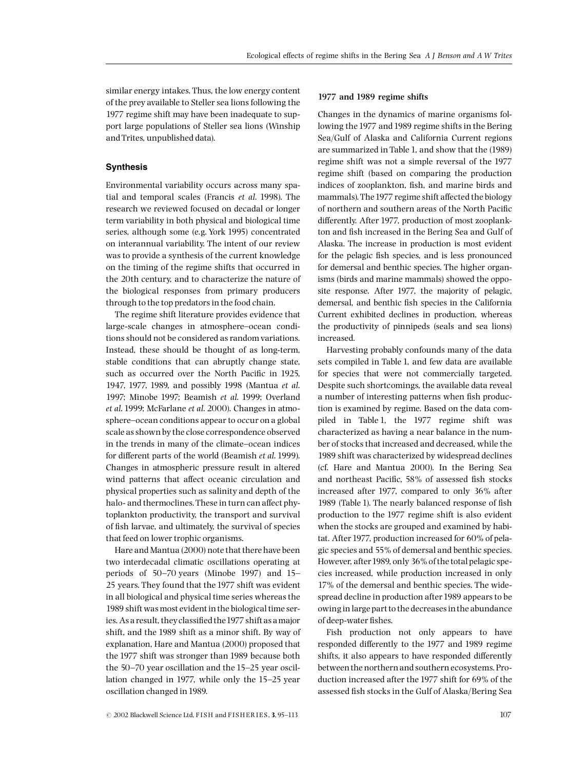similar energy intakes. Thus, the low energy content of the prey available to Steller sea lions following the 1977 regime shift may have been inadequate to support large populations of Steller sea lions (Winship and Trites, unpublished data).

## Synthesis

Environmental variability occurs across many spatial and temporal scales (Francis *et al*. 1998). The research we reviewed focused on decadal or longer term variability in both physical and biological time series, although some (e.g. York 1995) concentrated on interannual variability. The intent of our review was to provide a synthesis of the current knowledge on the timing of the regime shifts that occurred in the 20th century, and to characterize the nature of the biological responses from primary producers through to the top predators in the food chain.

The regime shift literature provides evidence that large-scale changes in atmosphere–ocean conditions should not be considered as random variations. Instead, these should be thought of as long-term, stable conditions that can abruptly change state, such as occurred over the North Pacific in 1925, 1947, 1977, 1989, and possibly 1998 (Mantua *et al*. 1997; Minobe 1997; Beamish *et al*. 1999; Overland *et al*. 1999; McFarlane *et al*. 2000). Changes in atmosphere–ocean conditions appear to occur on a global scale as shown by the close correspondence observed in the trends in many of the climate–ocean indices for different parts of the world (Beamish *et al*. 1999). Changes in atmospheric pressure result in altered wind patterns that affect oceanic circulation and physical properties such as salinity and depth of the halo- and thermoclines. These in turn can affect phytoplankton productivity, the transport and survival of fish larvae, and ultimately, the survival of species that feed on lower trophic organisms.

Hare and Mantua (2000) note that there have been two interdecadal climatic oscillations operating at periods of 50–70 years (Minobe 1997) and 15–25 years. They found that the 1977 shift was evident in all biological and physical time series whereas the 1989 shift was most evident in the biological time series. As a result, they classified the 1977 shift as a major shift, and the 1989 shift as a minor shift. By way of explanation, Hare and Mantua (2000) proposed that the 1977 shift was stronger than 1989 because both the 50–70 year oscillation and the 15–25 year oscillation changed in 1977, while only the 15–25 year oscillation changed in 1989.

### 1977 and 1989 regime shifts

Changes in the dynamics of marine organisms following the 1977 and 1989 regime shifts in the Bering Sea/Gulf of Alaska and California Current regions are summarized in Table 1, and show that the (1989) regime shift was not a simple reversal of the 1977 regime shift (based on comparing the production indices of zooplankton, fish, and marine birds and mammals). The 1977 regime shift affected the biology of northern and southern areas of the North Pacific differently. After 1977, production of most zooplankton and fish increased in the Bering Sea and Gulf of Alaska. The increase in production is most evident for the pelagic fish species, and is less pronounced for demersal and benthic species. The higher organisms (birds and marine mammals) showed the opposite response. After 1977, the majority of pelagic, demersal, and benthic fish species in the California Current exhibited declines in production, whereas the productivity of pinnipeds (seals and sea lions) increased.

Harvesting probably confounds many of the data sets compiled in Table 1, and few data are available for species that were not commercially targeted. Despite such shortcomings, the available data reveal a number of interesting patterns when fish production is examined by regime. Based on the data compiled in Table 1, the 1977 regime shift was characterized as having a near balance in the number of stocks that increased and decreased, while the 1989 shift was characterized by widespread declines (cf. Hare and Mantua 2000). In the Bering Sea and northeast Pacific, 58% of assessed fish stocks increased after 1977, compared to only 36% after 1989 (Table 1). The nearly balanced response of fish production to the 1977 regime shift is also evident when the stocks are grouped and examined by habitat. After 1977, production increased for 60% of pelagic species and 55% of demersal and benthic species. However, after 1989, only 36% of the total pelagic species increased, while production increased in only 17% of the demersal and benthic species. The widespread decline in production after 1989 appears to be owing in large part to the decreases in the abundance of deep-water fishes.

Fish production not only appears to have responded differently to the 1977 and 1989 regime shifts, it also appears to have responded differently between the northern and southern ecosystems. Production increased after the 1977 shift for 69% of the assessed fish stocks in the Gulf of Alaska/Bering Sea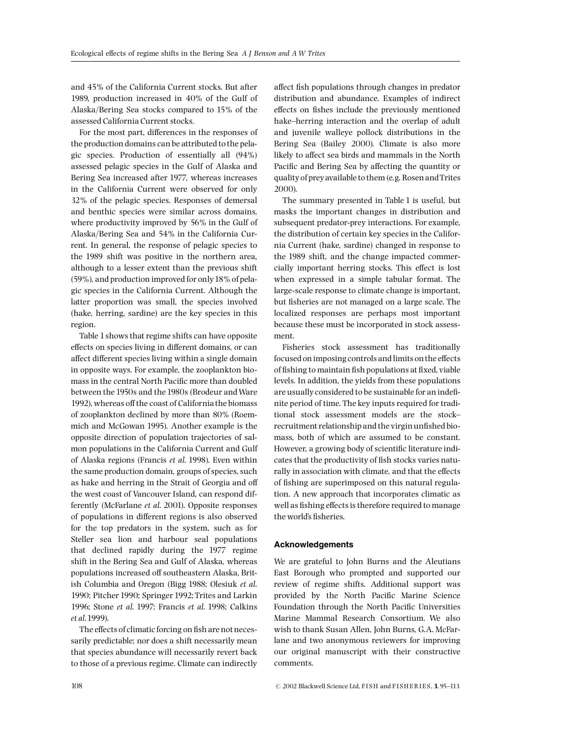and 45% of the California Current stocks. But after 1989, production increased in 40% of the Gulf of Alaska/Bering Sea stocks compared to 15% of the assessed California Current stocks.

For the most part, differences in the responses of the production domains can be attributed to the pelagic species. Production of essentially all (94%) assessed pelagic species in the Gulf of Alaska and Bering Sea increased after 1977, whereas increases in the California Current were observed for only 32% of the pelagic species. Responses of demersal and benthic species were similar across domains, where productivity improved by 56% in the Gulf of Alaska/Bering Sea and 54% in the California Current. In general, the response of pelagic species to the 1989 shift was positive in the northern area, although to a lesser extent than the previous shift (59%), and production improved for only 18% of pelagic species in the California Current. Although the latter proportion was small, the species involved (hake, herring, sardine) are the key species in this region.

Table 1 shows that regime shifts can have opposite effects on species living in different domains, or can affect different species living within a single domain in opposite ways. For example, the zooplankton biomass in the central North Pacific more than doubled between the 1950s and the 1980s (Brodeur and Ware 1992), whereas off the coast of California the biomass of zooplankton declined by more than 80% (Roemmich and McGowan 1995). Another example is the opposite direction of population trajectories of salmon populations in the California Current and Gulf of Alaska regions (Francis *et al*. 1998). Even within the same production domain, groups of species, such as hake and herring in the Strait of Georgia and off the west coast of Vancouver Island, can respond differently (McFarlane *et al*. 2001). Opposite responses of populations in different regions is also observed for the top predators in the system, such as for Steller sea lion and harbour seal populations that declined rapidly during the 1977 regime shift in the Bering Sea and Gulf of Alaska, whereas populations increased off southeastern Alaska, British Columbia and Oregon (Bigg 1988; Olesiuk *et al*. 1990; Pitcher 1990; Springer 1992; Trites and Larkin 1996; Stone *et al*. 1997; Francis *et al*. 1998; Calkins *et al*. 1999).

The effects of climatic forcing on fish are not necessarily predictable; nor does a shift necessarily mean that species abundance will necessarily revert back to those of a previous regime. Climate can indirectly affect fish populations through changes in predator distribution and abundance. Examples of indirect effects on fishes include the previously mentioned hake–herring interaction and the overlap of adult and juvenile walleye pollock distributions in the Bering Sea (Bailey 2000). Climate is also more likely to affect sea birds and mammals in the North Pacific and Bering Sea by affecting the quantity or quality of prey available to them (e.g. Rosen and Trites 2000).

The summary presented in Table 1 is useful, but masks the important changes in distribution and subsequent predator-prey interactions. For example, the distribution of certain key species in the California Current (hake, sardine) changed in response to the 1989 shift, and the change impacted commercially important herring stocks. This effect is lost when expressed in a simple tabular format. The large-scale response to climate change is important, but fisheries are not managed on a large scale. The localized responses are perhaps most important because these must be incorporated in stock assessment.

Fisheries stock assessment has traditionally focused on imposing controls and limits on the effects of fishing to maintain fish populations at fixed, viable levels. In addition, the yields from these populations are usually considered to be sustainable for an indefinite period of time. The key inputs required for traditional stock assessment models are the stock–recruitment relationship and the virgin unfished biomass, both of which are assumed to be constant. However, a growing body of scientific literature indicates that the productivity of fish stocks varies naturally in association with climate, and that the effects of fishing are superimposed on this natural regulation. A new approach that incorporates climatic as well as fishing effects is therefore required to manage the world's fisheries.

## Acknowledgements

We are grateful to John Burns and the Aleutians East Borough who prompted and supported our review of regime shifts. Additional support was provided by the North Pacific Marine Science Foundation through the North Pacific Universities Marine Mammal Research Consortium. We also wish to thank Susan Allen, John Burns, G.A. McFarlane and two anonymous reviewers for improving our original manuscript with their constructive comments.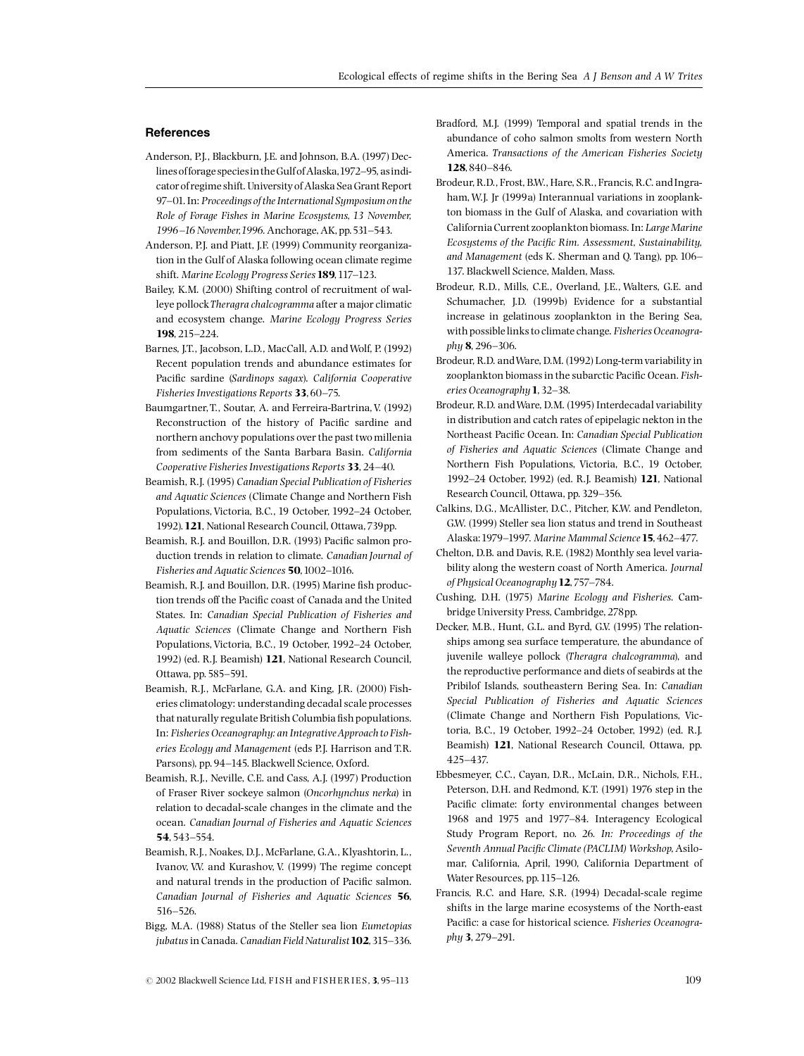## References

Anderson, P.J., Blackburn, J.E. and Johnson, B.A. (1997) Declines of forage species in the Gulf of Alaska, 1972–95, as indicator of regime shift. University of Alaska Sea Grant Report 97–01. In: *Proceedings of the International Symposium on the Role of Forage Fishes in Marine Ecosystems, 13 November, 1996–16 November, 1996*. Anchorage, AK, pp. 531–543.

Anderson, P.J. and Piatt, J.F. (1999) Community reorganization in the Gulf of Alaska following ocean climate regime shift. *Marine Ecology Progress Series* **189**, 117–123.

Bailey, K.M. (2000) Shifting control of recruitment of walleye pollock *Theragra chalcogramma* after a major climatic and ecosystem change. *Marine Ecology Progress Series* **198**, 215–224.

Barnes, J.T., Jacobson, L.D., MacCall, A.D. and Wolf, P. (1992) Recent population trends and abundance estimates for Pacific sardine (*Sardinops sagax*). *California Cooperative Fisheries Investigations Reports* **33**, 60–75.

Baumgartner, T., Soutar, A. and Ferreira-Bartrina, V. (1992) Reconstruction of the history of Pacific sardine and northern anchovy populations over the past two millenia from sediments of the Santa Barbara Basin. *California Cooperative Fisheries Investigations Reports* **33**, 24–40.

Beamish, R.J. (1995) *Canadian Special Publication of Fisheries and Aquatic Sciences* (Climate Change and Northern Fish Populations, Victoria, B.C., 19 October, 1992–24 October, 1992). **121**, National Research Council, Ottawa, 739 pp.

Beamish, R.J. and Bouillon, D.R. (1993) Pacific salmon production trends in relation to climate. *Canadian Journal of Fisheries and Aquatic Sciences* **50**, 1002–1016.

Beamish, R.J. and Bouillon, D.R. (1995) Marine fish production trends off the Pacific coast of Canada and the United States. In: *Canadian Special Publication of Fisheries and Aquatic Sciences* (Climate Change and Northern Fish Populations, Victoria, B.C., 19 October, 1992–24 October, 1992) (ed. R.J. Beamish) **121**, National Research Council, Ottawa, pp. 585–591.

Beamish, R.J., McFarlane, G.A. and King, J.R. (2000) Fisheries climatology: understanding decadal scale processes that naturally regulate British Columbia fish populations. In: *Fisheries Oceanography: an Integrative Approach to Fisheries Ecology and Management* (eds P.J. Harrison and T.R. Parsons), pp. 94–145. Blackwell Science, Oxford.

Beamish, R.J., Neville, C.E. and Cass, A.J. (1997) Production of Fraser River sockeye salmon (*Oncorhynchus nerka*) in relation to decadal-scale changes in the climate and the ocean. *Canadian Journal of Fisheries and Aquatic Sciences* **54**, 543–554.

Beamish, R.J., Noakes, D.J., McFarlane, G.A., Klyashtorin, L., Ivanov, V.V. and Kurashov, V. (1999) The regime concept and natural trends in the production of Pacific salmon. *Canadian Journal of Fisheries and Aquatic Sciences* **56**, 516–526.

Bigg, M.A. (1988) Status of the Steller sea lion *Eumetopias jubatus* in Canada. *Canadian Field Naturalist* **102**, 315–336.

Bradford, M.J. (1999) Temporal and spatial trends in the abundance of coho salmon smolts from western North America. *Transactions of the American Fisheries Society* **128**, 840–846.

Brodeur, R.D., Frost, B.W., Hare, S.R., Francis, R.C. and Ingraham, W.J. Jr (1999a) Interannual variations in zooplankton biomass in the Gulf of Alaska, and covariation with California Current zooplankton biomass. In: *Large Marine Ecosystems of the Pacific Rim. Assessment, Sustainability, and Management* (eds K. Sherman and Q. Tang), pp. 106–137. Blackwell Science, Malden, Mass.

Brodeur, R.D., Mills, C.E., Overland, J.E., Walters, G.E. and Schumacher, J.D. (1999b) Evidence for a substantial increase in gelatinous zooplankton in the Bering Sea, with possible links to climate change. *Fisheries Oceanography* **8**, 296–306.

Brodeur, R.D. and Ware, D.M. (1992) Long-term variability in zooplankton biomass in the subarctic Pacific Ocean. *Fisheries Oceanography* **1**, 32–38.

Brodeur, R.D. and Ware, D.M. (1995) Interdecadal variability in distribution and catch rates of epipelagic nekton in the Northeast Pacific Ocean. In: *Canadian Special Publication of Fisheries and Aquatic Sciences* (Climate Change and Northern Fish Populations, Victoria, B.C., 19 October, 1992–24 October, 1992) (ed. R.J. Beamish) **121**, National Research Council, Ottawa, pp. 329–356.

Calkins, D.G., McAllister, D.C., Pitcher, K.W. and Pendleton, G.W. (1999) Steller sea lion status and trend in Southeast Alaska: 1979–1997. *Marine Mammal Science* **15**, 462–477.

Chelton, D.B. and Davis, R.E. (1982) Monthly sea level variability along the western coast of North America. *Journal of Physical Oceanography* **12**, 757–784.

Cushing, D.H. (1975) *Marine Ecology and Fisheries*. Cambridge University Press, Cambridge, 278 pp.

Decker, M.B., Hunt, G.L. and Byrd, G.V. (1995) The relationships among sea surface temperature, the abundance of juvenile walleye pollock (*Theragra chalcogramma*), and the reproductive performance and diets of seabirds at the Pribilof Islands, southeastern Bering Sea. In: *Canadian Special Publication of Fisheries and Aquatic Sciences* (Climate Change and Northern Fish Populations, Victoria, B.C., 19 October, 1992–24 October, 1992) (ed. R.J. Beamish) **121**, National Research Council, Ottawa, pp. 425–437.

Ebbesmeyer, C.C., Cayan, D.R., McLain, D.R., Nichols, F.H., Peterson, D.H. and Redmond, K.T. (1991) 1976 step in the Pacific climate: forty environmental changes between 1968 and 1975 and 1977–84. Interagency Ecological Study Program Report, no. 26. *In: Proceedings of the Seventh Annual Pacific Climate (PACLIM) Workshop*, Asilomar, California, April, 1990, California Department of Water Resources, pp. 115–126.

Francis, R.C. and Hare, S.R. (1994) Decadal-scale regime shifts in the large marine ecosystems of the North-east Pacific: a case for historical science. *Fisheries Oceanography* **3**, 279–291.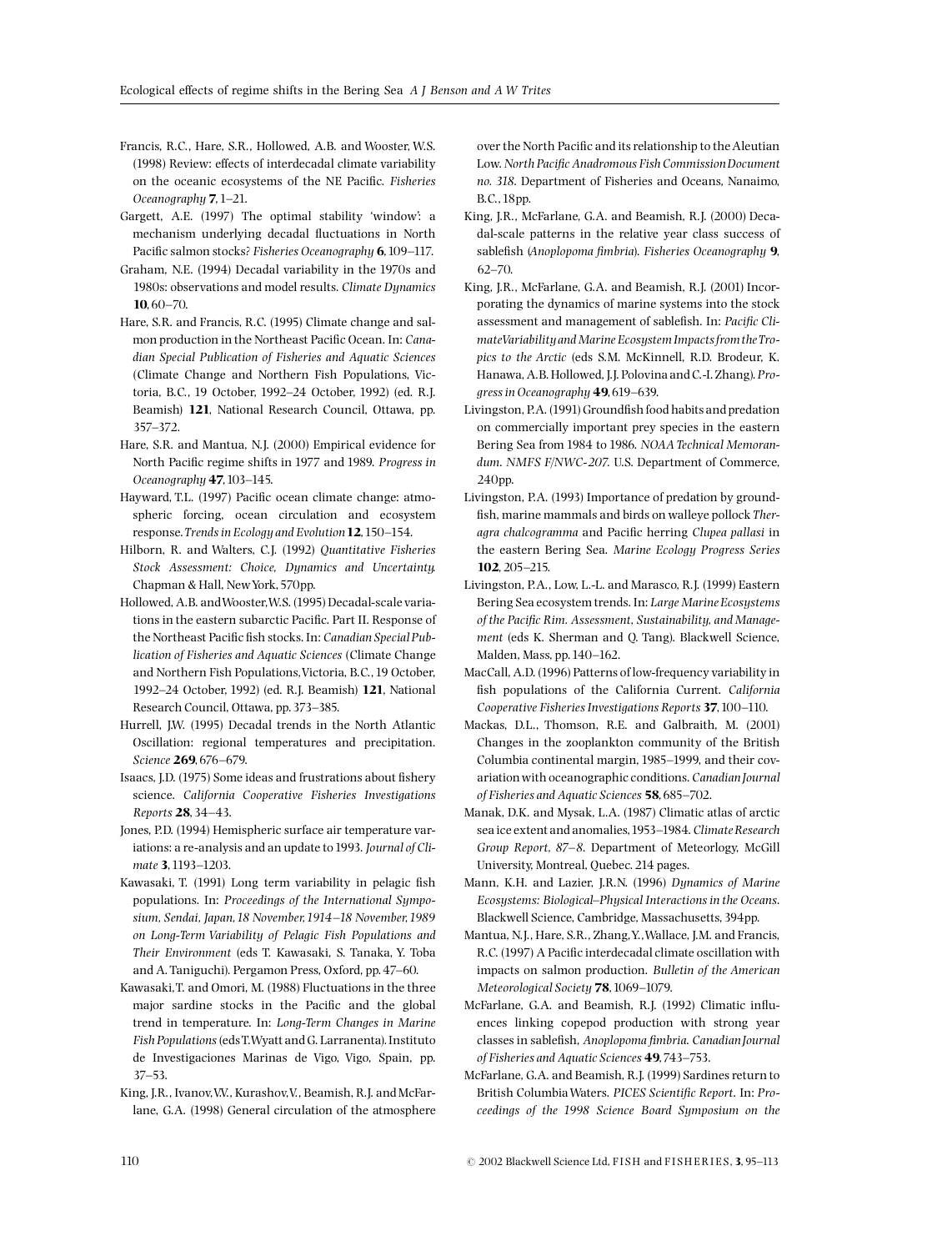Francis, R.C., Hare, S.R., Hollowed, A.B. and Wooster, W.S. (1998) Review: effects of interdecadal climate variability on the oceanic ecosystems of the NE Pacific. *Fisheries Oceanography* **7**, 1–21.

Gargett, A.E. (1997) The optimal stability 'window': a mechanism underlying decadal fluctuations in North Pacific salmon stocks? *Fisheries Oceanography* **6**, 109–117.

Graham, N.E. (1994) Decadal variability in the 1970s and 1980s: observations and model results. *Climate Dynamics* **10**, 60–70.

Hare, S.R. and Francis, R.C. (1995) Climate change and salmon production in the Northeast Pacific Ocean. In: *Canadian Special Publication of Fisheries and Aquatic Sciences* (Climate Change and Northern Fish Populations, Victoria, B.C., 19 October, 1992–24 October, 1992) (ed. R.J. Beamish) **121**, National Research Council, Ottawa, pp. 357–372.

Hare, S.R. and Mantua, N.J. (2000) Empirical evidence for North Pacific regime shifts in 1977 and 1989. *Progress in Oceanography* **47**, 103–145.

Hayward, T.L. (1997) Pacific ocean climate change: atmospheric forcing, ocean circulation and ecosystem response. *Trends in Ecology and Evolution* **12**, 150–154.

Hilborn, R. and Walters, C.J. (1992) *Quantitative Fisheries Stock Assessment: Choice, Dynamics and Uncertainty*. Chapman & Hall, New York, 570pp.

Hollowed, A.B. and Wooster, W.S. (1995) Decadal-scale variations in the eastern subarctic Pacific. Part II. Response of the Northeast Pacific fish stocks. In: *Canadian Special Publication of Fisheries and Aquatic Sciences* (Climate Change and Northern Fish Populations, Victoria, B.C., 19 October, 1992–24 October, 1992) (ed. R.J. Beamish) **121**, National Research Council, Ottawa, pp. 373–385.

Hurrell, J.W. (1995) Decadal trends in the North Atlantic Oscillation: regional temperatures and precipitation. *Science* **269**, 676–679.

Isaacs, J.D. (1975) Some ideas and frustrations about fishery science. *California Cooperative Fisheries Investigations Reports* **28**, 34–43.

Jones, P.D. (1994) Hemispheric surface air temperature variations: a re-analysis and an update to 1993. *Journal of Climate* **3**, 1193–1203.

Kawasaki, T. (1991) Long term variability in pelagic fish populations. In: *Proceedings of the International Symposium, Sendai, Japan, 18 November, 1914–18 November, 1989 on Long-Term Variability of Pelagic Fish Populations and Their Environment* (eds T. Kawasaki, S. Tanaka, Y. Toba and A. Taniguchi). Pergamon Press, Oxford, pp. 47–60.

Kawasaki, T. and Omori, M. (1988) Fluctuations in the three major sardine stocks in the Pacific and the global trend in temperature. In: *Long-Term Changes in Marine Fish Populations* (eds T. Wyatt and G. Larranenta). Instituto de Investigaciones Marinas de Vigo, Vigo, Spain, pp. 37–53.

King, J.R., Ivanov, V.V., Kurashov, V., Beamish, R.J. and McFarlane, G.A. (1998) General circulation of the atmosphere over the North Pacific and its relationship to the Aleutian Low. *North Pacific Anadromous Fish Commission Document no. 318*. Department of Fisheries and Oceans, Nanaimo, B.C., 18pp.

King, J.R., McFarlane, G.A. and Beamish, R.J. (2000) Decadal-scale patterns in the relative year class success of sablefish (*Anoplopoma fimbria*). *Fisheries Oceanography* **9**, 62–70.

King, J.R., McFarlane, G.A. and Beamish, R.J. (2001) Incorporating the dynamics of marine systems into the stock assessment and management of sablefish. In: *Pacific Climate Variability and Marine Ecosystem Impacts from the Tropics to the Arctic* (eds S.M. McKinnell, R.D. Brodeur, K. Hanawa, A.B. Hollowed, J.J. Polovina and C.-I. Zhang). *Progress in Oceanography* **49**, 619–639.

Livingston, P.A. (1991) Groundfish food habits and predation on commercially important prey species in the eastern Bering Sea from 1984 to 1986. *NOAA Technical Memorandum. NMFS F/NWC-207.* U.S. Department of Commerce, 240pp.

Livingston, P.A. (1993) Importance of predation by groundfish, marine mammals and birds on walleye pollock *Theragra chalcogramma* and Pacific herring *Clupea pallasi* in the eastern Bering Sea. *Marine Ecology Progress Series* **102**, 205–215.

Livingston, P.A., Low, L.-L. and Marasco, R.J. (1999) Eastern Bering Sea ecosystem trends. In: *Large Marine Ecosystems of the Pacific Rim. Assessment, Sustainability, and Management* (eds K. Sherman and Q. Tang). Blackwell Science, Malden, Mass, pp. 140–162.

MacCall, A.D. (1996) Patterns of low-frequency variability in fish populations of the California Current. *California Cooperative Fisheries Investigations Reports* **37**, 100–110.

Mackas, D.L., Thomson, R.E. and Galbraith, M. (2001) Changes in the zooplankton community of the British Columbia continental margin, 1985–1999, and their covariation with oceanographic conditions. *Canadian Journal of Fisheries and Aquatic Sciences* **58**, 685–702.

Manak, D.K. and Mysak, L.A. (1987) Climatic atlas of arctic sea ice extent and anomalies, 1953–1984. *Climate Research Group Report, 87–8*. Department of Meteorlogy, McGill University, Montreal, Quebec. 214 pages.

Mann, K.H. and Lazier, J.R.N. (1996) *Dynamics of Marine Ecosystems: Biological–Physical Interactions in the Oceans*. Blackwell Science, Cambridge, Massachusetts, 394pp.

Mantua, N.J., Hare, S.R., Zhang, Y., Wallace, J.M. and Francis, R.C. (1997) A Pacific interdecadal climate oscillation with impacts on salmon production. *Bulletin of the American Meteorological Society* **78**, 1069–1079.

McFarlane, G.A. and Beamish, R.J. (1992) Climatic influences linking copepod production with strong year classes in sablefish, *Anoplopoma fimbria*. *Canadian Journal of Fisheries and Aquatic Sciences* **49**, 743–753.

McFarlane, G.A. and Beamish, R.J. (1999) Sardines return to British Columbia Waters. *PICES Scientific Report*. In: *Proceedings of the 1998 Science Board Symposium on the*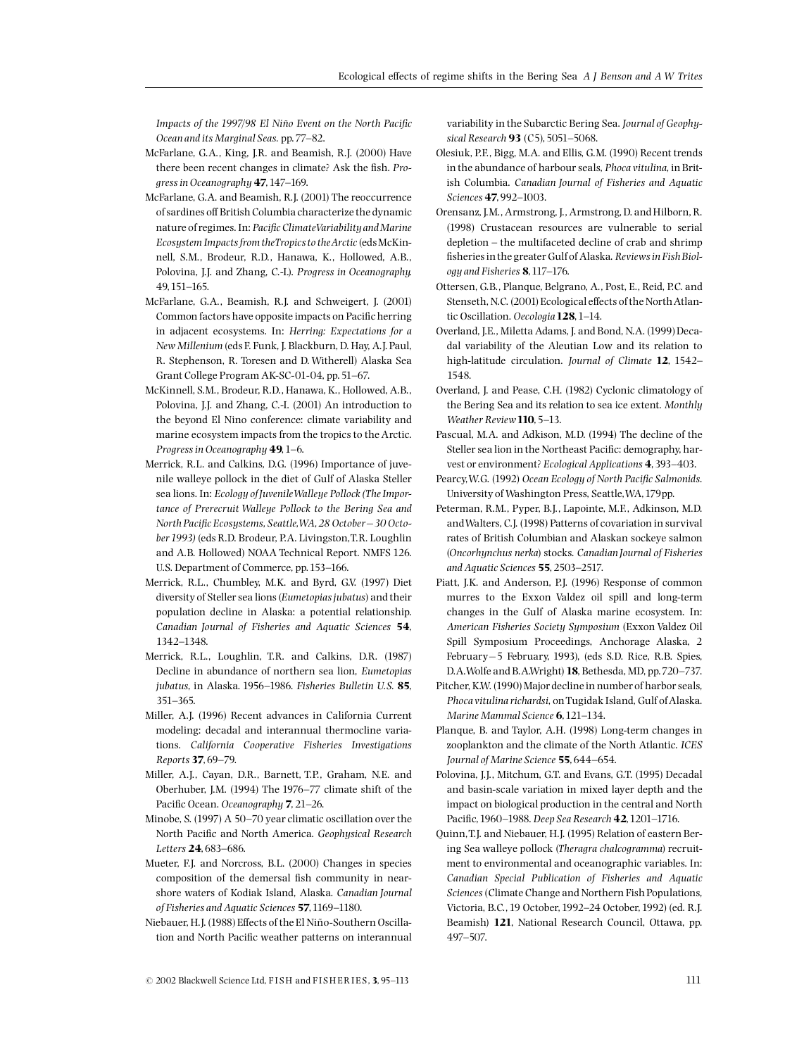*Impacts of the 1997/98 El Niño Event on the North Pacific Ocean and its Marginal Seas.* pp. 77–82.

McFarlane, G.A., King, J.R. and Beamish, R.J. (2000) Have there been recent changes in climate? Ask the fish. *Progress in Oceanography* **47**, 147–169.

McFarlane, G.A. and Beamish, R.J. (2001) The reoccurrence of sardines off British Columbia characterize the dynamic nature of regimes. In: *Pacific Climate Variability and Marine Ecosystem Impacts from the Tropics to the Arctic* (eds McKinnell, S.M., Brodeur, R.D., Hanawa, K., Hollowed, A.B., Polovina, J.J. and Zhang, C.-I.). *Progress in Oceanography*, 49, 151–165.

McFarlane, G.A., Beamish, R.J. and Schweigert, J. (2001) Common factors have opposite impacts on Pacific herring in adjacent ecosystems. In: *Herring: Expectations for a New Millenium* (eds F. Funk, J. Blackburn, D. Hay, A.J. Paul, R. Stephenson, R. Toresen and D. Witherell) Alaska Sea Grant College Program AK-SC-01-04, pp. 51–67.

McKinnell, S.M., Brodeur, R.D., Hanawa, K., Hollowed, A.B., Polovina, J.J. and Zhang, C.-I. (2001) An introduction to the beyond El Nino conference: climate variability and marine ecosystem impacts from the tropics to the Arctic. *Progress in Oceanography* **49**, 1–6.

Merrick, R.L. and Calkins, D.G. (1996) Importance of juvenile walleye pollock in the diet of Gulf of Alaska Steller sea lions. In: *Ecology of Juvenile Walleye Pollock (The Importance of Prerecruit Walleye Pollock to the Bering Sea and North Pacific Ecosystems, Seattle, WA, 28 October – 30 October 1993)* (eds R.D. Brodeur, P.A. Livingston, T.R. Loughlin and A.B. Hollowed) NOAA Technical Report. NMFS 126. U.S. Department of Commerce, pp. 153–166.

Merrick, R.L., Chumbley, M.K. and Byrd, G.V. (1997) Diet diversity of Steller sea lions (*Eumetopias jubatus*) and their population decline in Alaska: a potential relationship. *Canadian Journal of Fisheries and Aquatic Sciences* **54**, 1342–1348.

Merrick, R.L., Loughlin, T.R. and Calkins, D.R. (1987) Decline in abundance of northern sea lion, *Eumetopias jubatus*, in Alaska. 1956–1986. *Fisheries Bulletin U.S.* **85**, 351–365.

Miller, A.J. (1996) Recent advances in California Current modeling: decadal and interannual thermocline variations. *California Cooperative Fisheries Investigations Reports* **37**, 69–79.

Miller, A.J., Cayan, D.R., Barnett, T.P., Graham, N.E. and Oberhuber, J.M. (1994) The 1976–77 climate shift of the Pacific Ocean. *Oceanography* **7**, 21–26.

Minobe, S. (1997) A 50–70 year climatic oscillation over the North Pacific and North America. *Geophysical Research Letters* **24**, 683–686.

Mueter, F.J. and Norcross, B.L. (2000) Changes in species composition of the demersal fish community in nearshore waters of Kodiak Island, Alaska. *Canadian Journal of Fisheries and Aquatic Sciences* **57**, 1169–1180.

Niebauer, H.J. (1988) Effects of the El Niño-Southern Oscillation and North Pacific weather patterns on interannual variability in the Subarctic Bering Sea. *Journal of Geophysical Research* **93** (C5), 5051–5068.

Olesiuk, P.F., Bigg, M.A. and Ellis, G.M. (1990) Recent trends in the abundance of harbour seals, *Phoca vitulina*, in British Columbia. *Canadian Journal of Fisheries and Aquatic Sciences* **47**, 992–1003.

Orensanz, J.M., Armstrong, J., Armstrong, D. and Hilborn, R. (1998) Crustacean resources are vulnerable to serial depletion – the multifaceted decline of crab and shrimp fisheries in the greater Gulf of Alaska. *Reviews in Fish Biology and Fisheries* **8**, 117–176.

Ottersen, G.B., Planque, Belgrano, A., Post, E., Reid, P.C. and Stenseth, N.C. (2001) Ecological effects of the North Atlantic Oscillation. *Oecologia* **128**, 1–14.

Overland, J.E., Miletta Adams, J. and Bond, N.A. (1999) Decadal variability of the Aleutian Low and its relation to high-latitude circulation. *Journal of Climate* **12**, 1542–1548.

Overland, J. and Pease, C.H. (1982) Cyclonic climatology of the Bering Sea and its relation to sea ice extent. *Monthly Weather Review* **110**, 5–13.

Pascual, M.A. and Adkison, M.D. (1994) The decline of the Steller sea lion in the Northeast Pacific: demography, harvest or environment? *Ecological Applications* **4**, 393–403.

Pearcy, W.G. (1992) *Ocean Ecology of North Pacific Salmonids.* University of Washington Press, Seattle, WA, 179 pp.

Peterman, R.M., Pyper, B.J., Lapointe, M.F., Adkinson, M.D. and Walters, C.J. (1998) Patterns of covariation in survival rates of British Columbian and Alaskan sockeye salmon (*Oncorhynchus nerka*) stocks. *Canadian Journal of Fisheries and Aquatic Sciences* **55**, 2503–2517.

Piatt, J.K. and Anderson, P.J. (1996) Response of common murres to the Exxon Valdez oil spill and long-term changes in the Gulf of Alaska marine ecosystem. In: *American Fisheries Society Symposium* (Exxon Valdez Oil Spill Symposium Proceedings, Anchorage Alaska, 2 February – 5 February, 1993), (eds S.D. Rice, R.B. Spies, D.A. Wolfe and B.A. Wright) **18**, Bethesda, MD, pp. 720–737.

Pitcher, K.W. (1990) Major decline in number of harbor seals, *Phoca vitulina richardsi*, on Tugidak Island, Gulf of Alaska. *Marine Mammal Science* **6**, 121–134.

Planque, B. and Taylor, A.H. (1998) Long-term changes in zooplankton and the climate of the North Atlantic. *ICES Journal of Marine Science* **55**, 644–654.

Polovina, J.J., Mitchum, G.T. and Evans, G.T. (1995) Decadal and basin-scale variation in mixed layer depth and the impact on biological production in the central and North Pacific, 1960–1988. *Deep Sea Research* **42**, 1201–1716.

Quinn, T.J. and Niebauer, H.J. (1995) Relation of eastern Bering Sea walleye pollock (*Theragra chalcogramma*) recruitment to environmental and oceanographic variables. In: *Canadian Special Publication of Fisheries and Aquatic Sciences* (Climate Change and Northern Fish Populations, Victoria, B.C., 19 October, 1992–24 October, 1992) (ed. R.J. Beamish) **121**, National Research Council, Ottawa, pp. 497–507.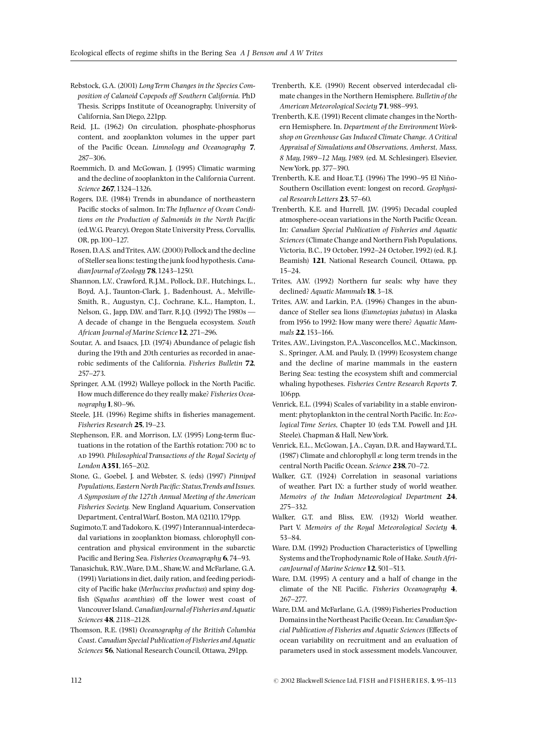Rebstock, G.A. (2001) *Long Term Changes in the Species Composition of Calanoid Copepods off Southern California*. PhD Thesis. Scripps Institute of Oceanography, University of California, San Diego, 221pp.

Reid, J.L. (1962) On circulation, phosphate-phosphorus content, and zooplankton volumes in the upper part of the Pacific Ocean. *Limnology and Oceanography* **7**, 287–306.

Roemmich, D. and McGowan, J. (1995) Climatic warming and the decline of zooplankton in the California Current. *Science* **267**, 1324–1326.

Rogers, D.E. (1984) Trends in abundance of northeastern Pacific stocks of salmon. In: *The Influence of Ocean Conditions on the Production of Salmonids in the North Pacific* (ed. W.G. Pearcy). Oregon State University Press, Corvallis, OR, pp. 100–127.

Rosen, D.A.S. and Trites, A.W. (2000) Pollock and the decline of Steller sea lions: testing the junk food hypothesis. *Canadian Journal of Zoology* **78**, 1243–1250.

Shannon, L.V., Crawford, R.J.M., Pollock, D.F., Hutchings, L., Boyd, A.J., Taunton-Clark, J., Badenhoust, A., Melville-Smith, R., Augustyn, C.J., Cochrane, K.L., Hampton, I., Nelson, G., Japp, D.W. and Tarr, R.J.Q. (1992) The 1980s — A decade of change in the Benguela ecosystem. *South African Journal of Marine Science* **12**, 271–296.

Soutar, A. and Isaacs, J.D. (1974) Abundance of pelagic fish during the 19th and 20th centuries as recorded in anaerobic sediments of the California. *Fisheries Bulletin* **72**, 257–273.

Springer, A.M. (1992) Walleye pollock in the North Pacific. How much difference do they really make? *Fisheries Oceanography* **1**, 80–96.

Steele, J.H. (1996) Regime shifts in fisheries management. *Fisheries Research* **25**, 19–23.

Stephenson, F.R. and Morrison, L.V. (1995) Long-term fluctuations in the rotation of the Earth's rotation: 700 BC to AD 1990. *Philosophical Transactions of the Royal Society of London* **A351**, 165–202.

Stone, G., Goebel, J. and Webster, S. (eds) (1997) *Pinniped Populations, Eastern North Pacific: Status, Trends and Issues. A Symposium of the 127th Annual Meeting of the American Fisheries Society.* New England Aquarium, Conservation Department, Central Warf, Boston, MA 02110, 179pp.

Sugimoto, T. and Tadokoro, K. (1997) Interannual-interdecadal variations in zooplankton biomass, chlorophyll concentration and physical environment in the subarctic Pacific and Bering Sea. *Fisheries Oceanography* **6**, 74–93.

Tanasichuk, R.W., Ware, D.M., Shaw, W. and McFarlane, G.A. (1991) Variations in diet, daily ration, and feeding periodicity of Pacific hake (*Merluccius productus*) and spiny dogfish (*Squalus acanthias*) off the lower west coast of Vancouver Island. *Canadian Journal of Fisheries and Aquatic Sciences* **48**, 2118–2128.

Thomson, R.E. (1981) *Oceanography of the British Columbia Coast*. *Canadian Special Publication of Fisheries and Aquatic Sciences* **56**, National Research Council, Ottawa, 291pp.

Trenberth, K.E. (1990) Recent observed interdecadal climate changes in the Northern Hemisphere. *Bulletin of the American Meteorological Society* **71**, 988–993.

Trenberth, K.E. (1991) Recent climate changes in the Northern Hemisphere. In. *Department of the Environment Workshop on Greenhouse Gas Induced Climate Change. A Critical Appraisal of Simulations and Observations, Amherst, Mass, 8 May, 1989–12 May, 1989.* (ed. M. Schlesinger). Elsevier, New York, pp. 377–390.

Trenberth, K.E. and Hoar, T.J. (1996) The 1990–95 El Niño-Southern Oscillation event: longest on record. *Geophysical Research Letters* **23**, 57–60.

Trenberth, K.E. and Hurrell, J.W. (1995) Decadal coupled atmosphere-ocean variations in the North Pacific Ocean. In: *Canadian Special Publication of Fisheries and Aquatic Sciences* (Climate Change and Northern Fish Populations, Victoria, B.C., 19 October, 1992–24 October, 1992) (ed. R.J. Beamish) **121**, National Research Council, Ottawa, pp. 15–24.

Trites, A.W. (1992) Northern fur seals: why have they declined? *Aquatic Mammals* **18**, 3–18.

Trites, A.W. and Larkin, P.A. (1996) Changes in the abundance of Steller sea lions (*Eumetopias jubatus*) in Alaska from 1956 to 1992: How many were there? *Aquatic Mammals* **22**, 153–166.

Trites, A.W., Livingston, P.A., Vasconcellos, M.C., Mackinson, S., Springer, A.M. and Pauly, D. (1999) Ecosystem change and the decline of marine mammals in the eastern Bering Sea: testing the ecosystem shift and commercial whaling hypotheses. *Fisheries Centre Research Reports* **7**, 106pp.

Venrick, E.L. (1994) Scales of variability in a stable environment: phytoplankton in the central North Pacific. In: *Ecological Time Series*, Chapter 10 (eds T.M. Powell and J.H. Steele). Chapman & Hall, New York.

Venrick, E.L., McGowan, J.A., Cayan, D.R. and Hayward, T.L. (1987) Climate and chlorophyll *a*: long term trends in the central North Pacific Ocean. *Science* **238**, 70–72.

Walker, G.T. (1924) Correlation in seasonal variations of weather. Part IX: a further study of world weather. *Memoirs of the Indian Meteorological Department* **24**, 275–332.

Walker, G.T. and Bliss, E.W. (1932) World weather. Part V. *Memoirs of the Royal Meteorological Society* **4**, 53–84.

Ware, D.M. (1992) Production Characteristics of Upwelling Systems and the Trophodynamic Role of Hake. *South African Journal of Marine Science* **12**, 501–513.

Ware, D.M. (1995) A century and a half of change in the climate of the NE Pacific. *Fisheries Oceanography* **4**, 267–277.

Ware, D.M. and McFarlane, G.A. (1989) Fisheries Production Domains in the Northeast Pacific Ocean. In: *Canadian Special Publication of Fisheries and Aquatic Sciences* (Effects of ocean variability on recruitment and an evaluation of parameters used in stock assessment models. Vancouver,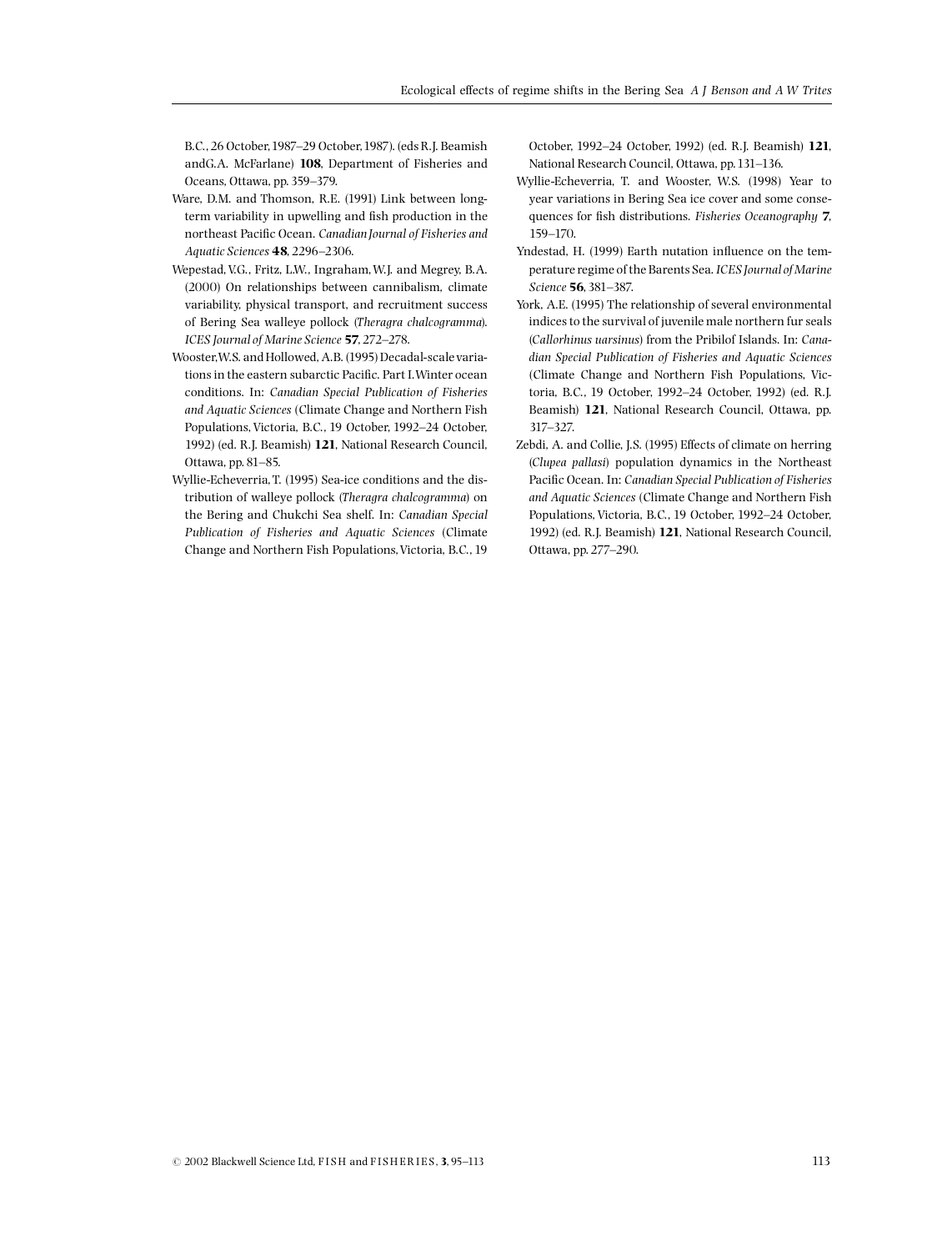B.C., 26 October, 1987–29 October, 1987). (eds R.J. Beamish andG.A. McFarlane) **108**, Department of Fisheries and Oceans, Ottawa, pp. 359–379.

Ware, D.M. and Thomson, R.E. (1991) Link between long-term variability in upwelling and fish production in the northeast Pacific Ocean. *Canadian Journal of Fisheries and Aquatic Sciences* **48**, 2296–2306.

Wepestad, V.G., Fritz, L.W., Ingraham, W.J. and Megrey, B.A. (2000) On relationships between cannibalism, climate variability, physical transport, and recruitment success of Bering Sea walleye pollock (*Theragra chalcogramma*). *ICES Journal of Marine Science* **57**, 272–278.

Wooster, W.S. and Hollowed, A.B. (1995) Decadal-scale variations in the eastern subarctic Pacific. Part I. Winter ocean conditions. In: *Canadian Special Publication of Fisheries and Aquatic Sciences* (Climate Change and Northern Fish Populations, Victoria, B.C., 19 October, 1992–24 October, 1992) (ed. R.J. Beamish) **121**, National Research Council, Ottawa, pp. 81–85.

Wyllie-Echeverria, T. (1995) Sea-ice conditions and the distribution of walleye pollock (*Theragra chalcogramma*) on the Bering and Chukchi Sea shelf. In: *Canadian Special Publication of Fisheries and Aquatic Sciences* (Climate Change and Northern Fish Populations, Victoria, B.C., 19 October, 1992–24 October, 1992) (ed. R.J. Beamish) **121**, National Research Council, Ottawa, pp. 131–136.

Wyllie-Echeverria, T. and Wooster, W.S. (1998) Year to year variations in Bering Sea ice cover and some consequences for fish distributions. *Fisheries Oceanography* **7**, 159–170.

Yndestad, H. (1999) Earth nutation influence on the temperature regime of the Barents Sea. *ICES Journal of Marine Science* **56**, 381–387.

York, A.E. (1995) The relationship of several environmental indices to the survival of juvenile male northern fur seals (*Callorhinus uarsinus*) from the Pribilof Islands. In: *Canadian Special Publication of Fisheries and Aquatic Sciences* (Climate Change and Northern Fish Populations, Victoria, B.C., 19 October, 1992–24 October, 1992) (ed. R.J. Beamish) **121**, National Research Council, Ottawa, pp. 317–327.

Zebdi, A. and Collie, J.S. (1995) Effects of climate on herring (*Clupea pallasi*) population dynamics in the Northeast Pacific Ocean. In: *Canadian Special Publication of Fisheries and Aquatic Sciences* (Climate Change and Northern Fish Populations, Victoria, B.C., 19 October, 1992–24 October, 1992) (ed. R.J. Beamish) **121**, National Research Council, Ottawa, pp. 277–290.